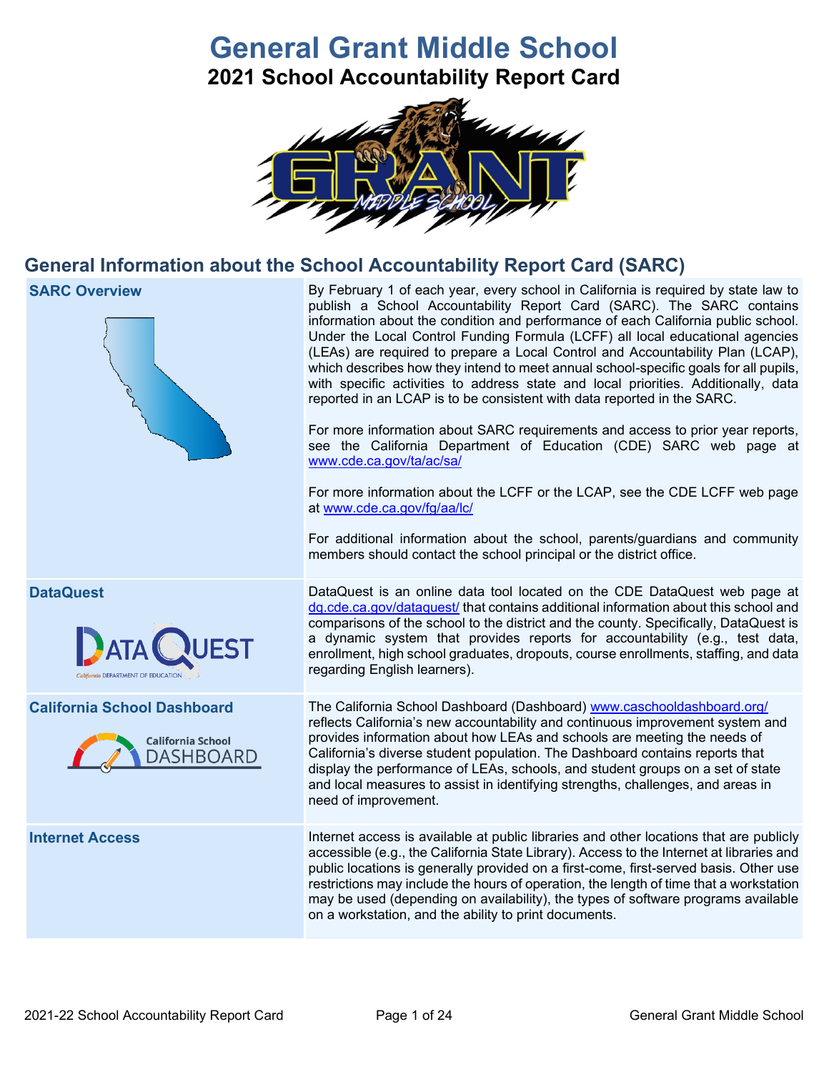# General Grant Middle School

## 2021 School Accountability Report Card

## General Information about the School Accountability Report Card (SARC)

| SARC Overview | By February 1 of each year, every school in California is required by state law to publish a School Accountability Report Card (SARC). The SARC contains information about the condition and performance of each California public school. Under the Local Control Funding Formula (LCFF) all local educational agencies (LEAs) are required to prepare a Local Control and Accountability Plan (LCAP), which describes how they intend to meet annual school-specific goals for all pupils, with specific activities to address state and local priorities. Additionally, data reported in an LCAP is to be consistent with data reported in the SARC. For more information about SARC requirements and access to prior year reports, see the California Department of Education (CDE) SARC web page at www.cde.ca.gov/ta/ac/sa/ For more information about the LCFF or the LCAP, see the CDE LCFF web page at www.cde.ca.gov/fg/aa/lc/ For additional information about the school, parents/guardians and community members should contact the school principal or the district office. |
|---|---|
| DataQuest | DataQuest is an online data tool located on the CDE DataQuest web page at dq.cde.ca.gov/dataquest/ that contains additional information about this school and comparisons of the school to the district and the county. Specifically, DataQuest is a dynamic system that provides reports for accountability (e.g., test data, enrollment, high school graduates, dropouts, course enrollments, staffing, and data regarding English learners). |
| California School Dashboard | The California School Dashboard (Dashboard) www.caschooldashboard.org/ reflects California's new accountability and continuous improvement system and provides information about how LEAs and schools are meeting the needs of California's diverse student population. The Dashboard contains reports that display the performance of LEAs, schools, and student groups on a set of state and local measures to assist in identifying strengths, challenges, and areas in need of improvement. |
| Internet Access | Internet access is available at public libraries and other locations that are publicly accessible (e.g., the California State Library). Access to the Internet at libraries and public locations is generally provided on a first-come, first-served basis. Other use restrictions may include the hours of operation, the length of time that a workstation may be used (depending on availability), the types of software programs available on a workstation, and the ability to print documents. |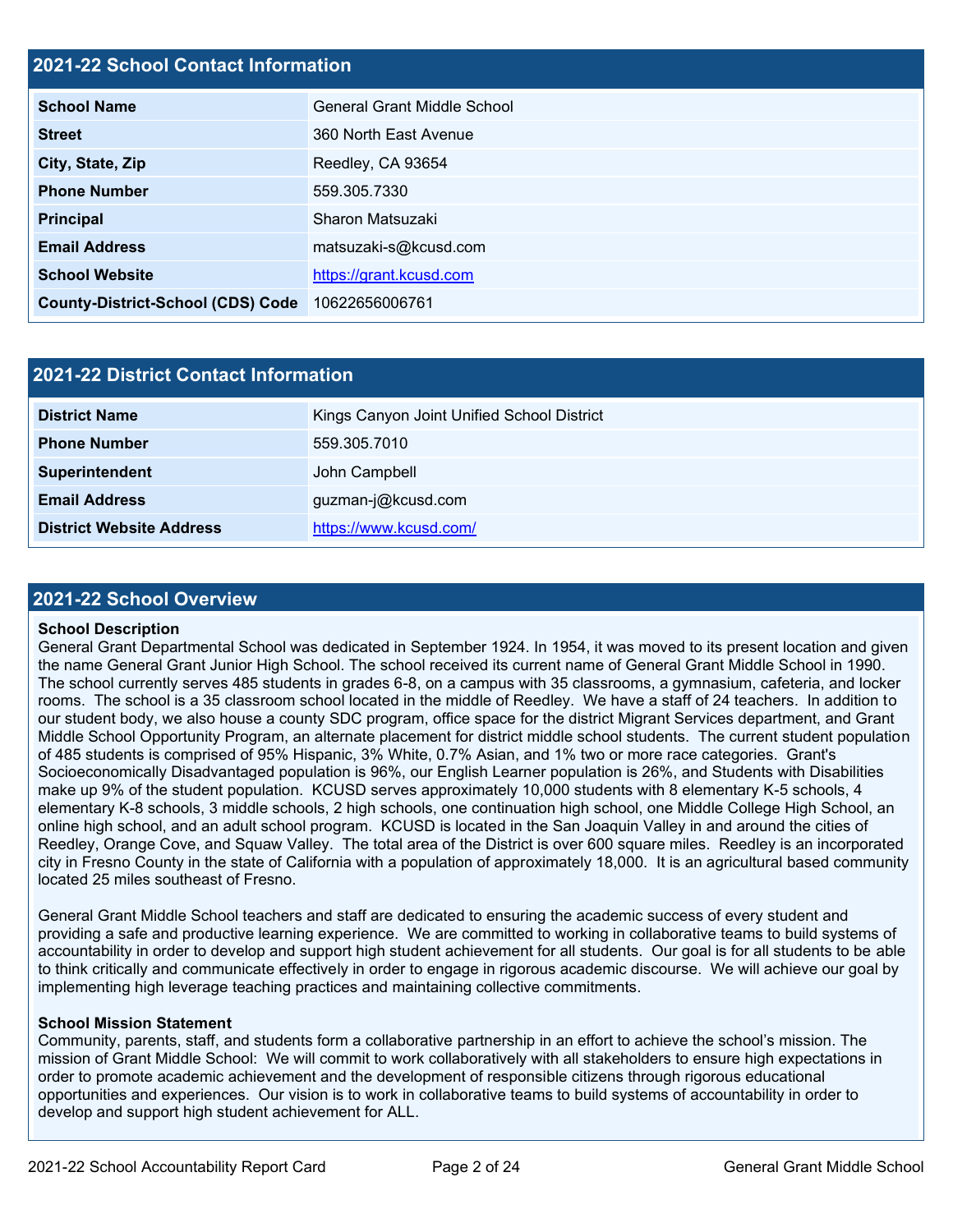## 2021-22 School Contact Information

| | |
|---|---|
| **School Name** | General Grant Middle School |
| **Street** | 360 North East Avenue |
| **City, State, Zip** | Reedley, CA 93654 |
| **Phone Number** | 559.305.7330 |
| **Principal** | Sharon Matsuzaki |
| **Email Address** | matsuzaki-s@kcusd.com |
| **School Website** | https://grant.kcusd.com |
| **County-District-School (CDS) Code** | 10622656006761 |

## 2021-22 District Contact Information

| | |
|---|---|
| **District Name** | Kings Canyon Joint Unified School District |
| **Phone Number** | 559.305.7010 |
| **Superintendent** | John Campbell |
| **Email Address** | guzman-j@kcusd.com |
| **District Website Address** | https://www.kcusd.com/ |

## 2021-22 School Overview

**School Description**

General Grant Departmental School was dedicated in September 1924. In 1954, it was moved to its present location and given the name General Grant Junior High School. The school received its current name of General Grant Middle School in 1990. The school currently serves 485 students in grades 6-8, on a campus with 35 classrooms, a gymnasium, cafeteria, and locker rooms. The school is a 35 classroom school located in the middle of Reedley. We have a staff of 24 teachers. In addition to our student body, we also house a county SDC program, office space for the district Migrant Services department, and Grant Middle School Opportunity Program, an alternate placement for district middle school students. The current student population of 485 students is comprised of 95% Hispanic, 3% White, 0.7% Asian, and 1% two or more race categories. Grant's Socioeconomically Disadvantaged population is 96%, our English Learner population is 26%, and Students with Disabilities make up 9% of the student population. KCUSD serves approximately 10,000 students with 8 elementary K-5 schools, 4 elementary K-8 schools, 3 middle schools, 2 high schools, one continuation high school, one Middle College High School, an online high school, and an adult school program. KCUSD is located in the San Joaquin Valley in and around the cities of Reedley, Orange Cove, and Squaw Valley. The total area of the District is over 600 square miles. Reedley is an incorporated city in Fresno County in the state of California with a population of approximately 18,000. It is an agricultural based community located 25 miles southeast of Fresno.

General Grant Middle School teachers and staff are dedicated to ensuring the academic success of every student and providing a safe and productive learning experience. We are committed to working in collaborative teams to build systems of accountability in order to develop and support high student achievement for all students. Our goal is for all students to be able to think critically and communicate effectively in order to engage in rigorous academic discourse. We will achieve our goal by implementing high leverage teaching practices and maintaining collective commitments.

**School Mission Statement**

Community, parents, staff, and students form a collaborative partnership in an effort to achieve the school's mission. The mission of Grant Middle School: We will commit to work collaboratively with all stakeholders to ensure high expectations in order to promote academic achievement and the development of responsible citizens through rigorous educational opportunities and experiences. Our vision is to work in collaborative teams to build systems of accountability in order to develop and support high student achievement for ALL.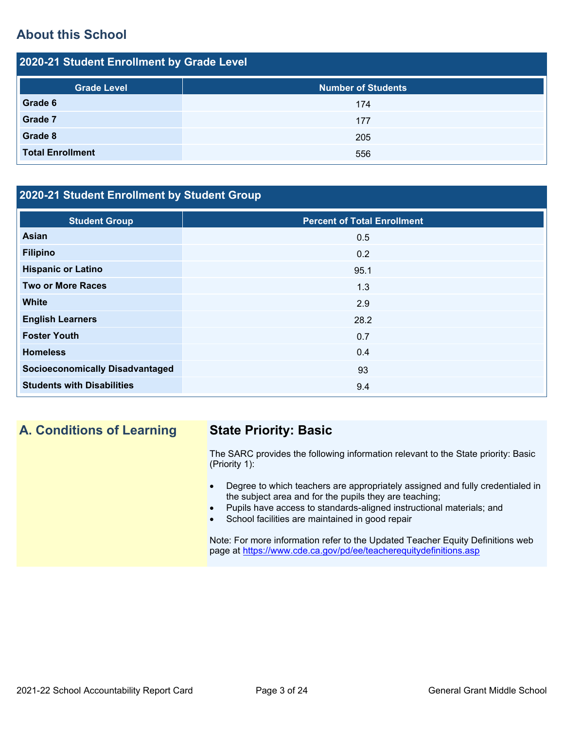## About this School

### 2020-21 Student Enrollment by Grade Level

| Grade Level | Number of Students |
|---|---|
| **Grade 6** | 174 |
| **Grade 7** | 177 |
| **Grade 8** | 205 |
| **Total Enrollment** | 556 |

### 2020-21 Student Enrollment by Student Group

| Student Group | Percent of Total Enrollment |
|---|---|
| **Asian** | 0.5 |
| **Filipino** | 0.2 |
| **Hispanic or Latino** | 95.1 |
| **Two or More Races** | 1.3 |
| **White** | 2.9 |
| **English Learners** | 28.2 |
| **Foster Youth** | 0.7 |
| **Homeless** | 0.4 |
| **Socioeconomically Disadvantaged** | 93 |
| **Students with Disabilities** | 9.4 |

## A. Conditions of Learning

### State Priority: Basic

The SARC provides the following information relevant to the State priority: Basic (Priority 1):

- Degree to which teachers are appropriately assigned and fully credentialed in the subject area and for the pupils they are teaching;
- Pupils have access to standards-aligned instructional materials; and
- School facilities are maintained in good repair

Note: For more information refer to the Updated Teacher Equity Definitions web page at https://www.cde.ca.gov/pd/ee/teacherequitydefinitions.asp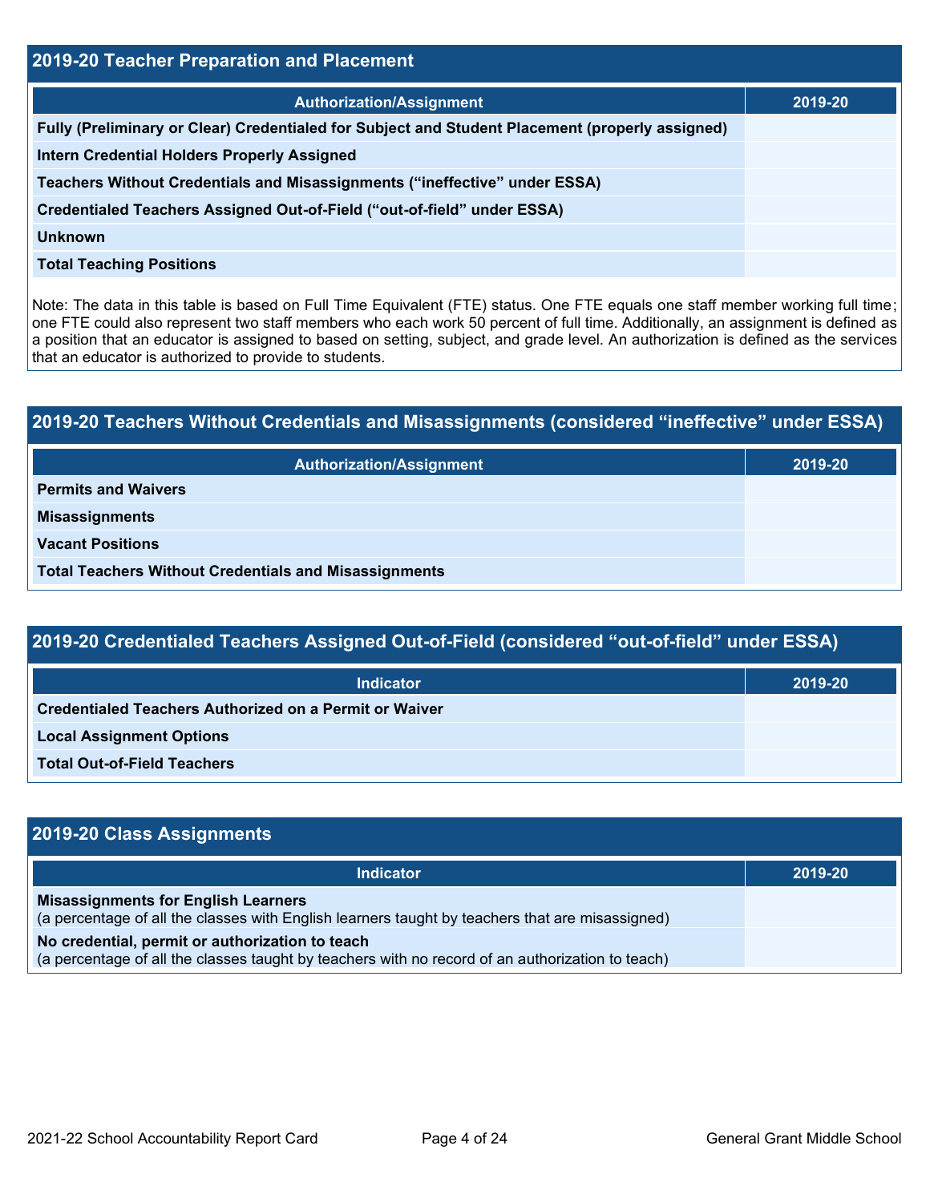## 2019-20 Teacher Preparation and Placement

| Authorization/Assignment | 2019-20 |
| --- | --- |
| Fully (Preliminary or Clear) Credentialed for Subject and Student Placement (properly assigned) | |
| Intern Credential Holders Properly Assigned | |
| Teachers Without Credentials and Misassignments (“ineffective” under ESSA) | |
| Credentialed Teachers Assigned Out-of-Field (“out-of-field” under ESSA) | |
| Unknown | |
| Total Teaching Positions | |

Note: The data in this table is based on Full Time Equivalent (FTE) status. One FTE equals one staff member working full time; one FTE could also represent two staff members who each work 50 percent of full time. Additionally, an assignment is defined as a position that an educator is assigned to based on setting, subject, and grade level. An authorization is defined as the services that an educator is authorized to provide to students.

## 2019-20 Teachers Without Credentials and Misassignments (considered “ineffective” under ESSA)

| Authorization/Assignment | 2019-20 |
| --- | --- |
| Permits and Waivers | |
| Misassignments | |
| Vacant Positions | |
| Total Teachers Without Credentials and Misassignments | |

## 2019-20 Credentialed Teachers Assigned Out-of-Field (considered “out-of-field” under ESSA)

| Indicator | 2019-20 |
| --- | --- |
| Credentialed Teachers Authorized on a Permit or Waiver | |
| Local Assignment Options | |
| Total Out-of-Field Teachers | |

## 2019-20 Class Assignments

| Indicator | 2019-20 |
| --- | --- |
| **Misassignments for English Learners** (a percentage of all the classes with English learners taught by teachers that are misassigned) | |
| **No credential, permit or authorization to teach** (a percentage of all the classes taught by teachers with no record of an authorization to teach) | |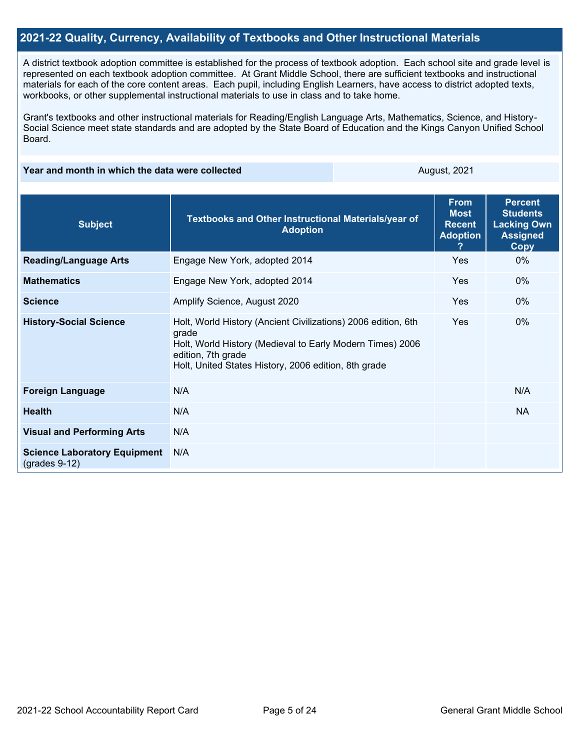## 2021-22 Quality, Currency, Availability of Textbooks and Other Instructional Materials

A district textbook adoption committee is established for the process of textbook adoption. Each school site and grade level is represented on each textbook adoption committee. At Grant Middle School, there are sufficient textbooks and instructional materials for each of the core content areas. Each pupil, including English Learners, have access to district adopted texts, workbooks, or other supplemental instructional materials to use in class and to take home.

Grant's textbooks and other instructional materials for Reading/English Language Arts, Mathematics, Science, and History-Social Science meet state standards and are adopted by the State Board of Education and the Kings Canyon Unified School Board.

| Year and month in which the data were collected | August, 2021 |
|---|---|

| Subject | Textbooks and Other Instructional Materials/year of Adoption | From Most Recent Adoption ? | Percent Students Lacking Own Assigned Copy |
|---|---|---|---|
| **Reading/Language Arts** | Engage New York, adopted 2014 | Yes | 0% |
| **Mathematics** | Engage New York, adopted 2014 | Yes | 0% |
| **Science** | Amplify Science, August 2020 | Yes | 0% |
| **History-Social Science** | Holt, World History (Ancient Civilizations) 2006 edition, 6th grade<br>Holt, World History (Medieval to Early Modern Times) 2006 edition, 7th grade<br>Holt, United States History, 2006 edition, 8th grade | Yes | 0% |
| **Foreign Language** | N/A | | N/A |
| **Health** | N/A | | NA |
| **Visual and Performing Arts** | N/A | | |
| **Science Laboratory Equipment** (grades 9-12) | N/A | | |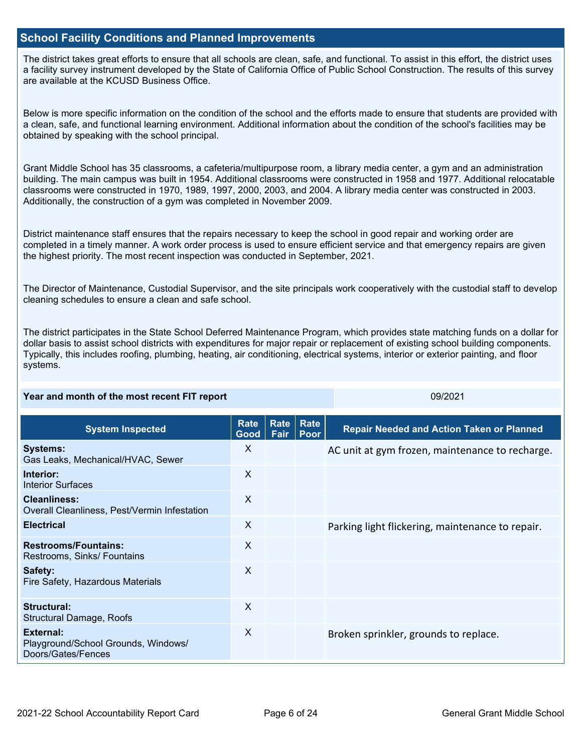## School Facility Conditions and Planned Improvements

The district takes great efforts to ensure that all schools are clean, safe, and functional. To assist in this effort, the district uses a facility survey instrument developed by the State of California Office of Public School Construction. The results of this survey are available at the KCUSD Business Office.

Below is more specific information on the condition of the school and the efforts made to ensure that students are provided with a clean, safe, and functional learning environment. Additional information about the condition of the school's facilities may be obtained by speaking with the school principal.

Grant Middle School has 35 classrooms, a cafeteria/multipurpose room, a library media center, a gym and an administration building. The main campus was built in 1954. Additional classrooms were constructed in 1958 and 1977. Additional relocatable classrooms were constructed in 1970, 1989, 1997, 2000, 2003, and 2004. A library media center was constructed in 2003. Additionally, the construction of a gym was completed in November 2009.

District maintenance staff ensures that the repairs necessary to keep the school in good repair and working order are completed in a timely manner. A work order process is used to ensure efficient service and that emergency repairs are given the highest priority. The most recent inspection was conducted in September, 2021.

The Director of Maintenance, Custodial Supervisor, and the site principals work cooperatively with the custodial staff to develop cleaning schedules to ensure a clean and safe school.

The district participates in the State School Deferred Maintenance Program, which provides state matching funds on a dollar for dollar basis to assist school districts with expenditures for major repair or replacement of existing school building components. Typically, this includes roofing, plumbing, heating, air conditioning, electrical systems, interior or exterior painting, and floor systems.

| Year and month of the most recent FIT report | 09/2021 |
|---|---|

| System Inspected | Rate Good | Rate Fair | Rate Poor | Repair Needed and Action Taken or Planned |
|---|---|---|---|---|
| **Systems:** Gas Leaks, Mechanical/HVAC, Sewer | X | | | AC unit at gym frozen, maintenance to recharge. |
| **Interior:** Interior Surfaces | X | | | |
| **Cleanliness:** Overall Cleanliness, Pest/Vermin Infestation | X | | | |
| **Electrical** | X | | | Parking light flickering, maintenance to repair. |
| **Restrooms/Fountains:** Restrooms, Sinks/ Fountains | X | | | |
| **Safety:** Fire Safety, Hazardous Materials | X | | | |
| **Structural:** Structural Damage, Roofs | X | | | |
| **External:** Playground/School Grounds, Windows/ Doors/Gates/Fences | X | | | Broken sprinkler, grounds to replace. |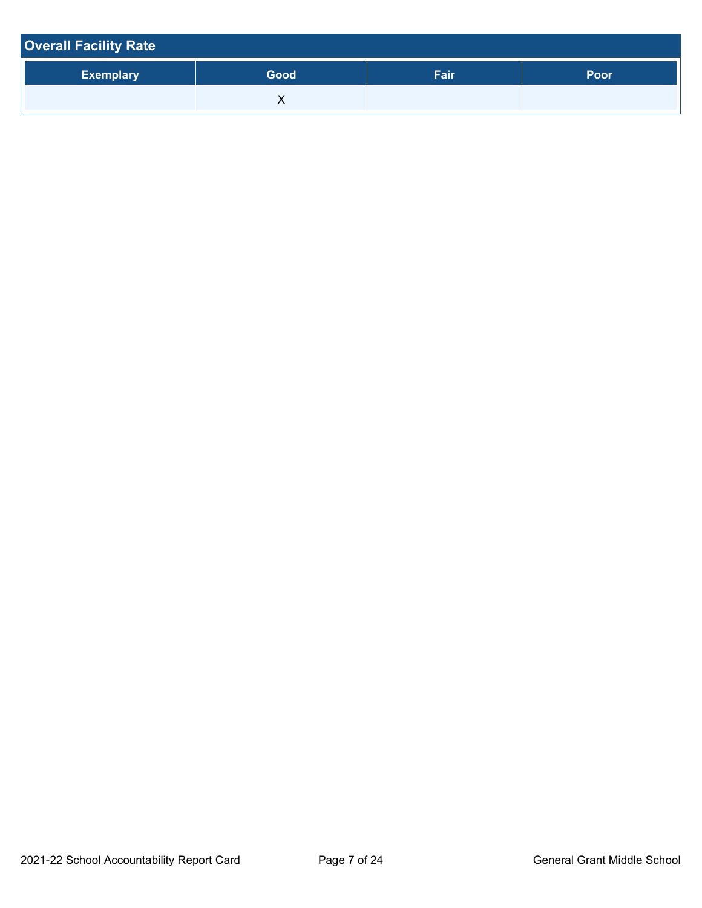## Overall Facility Rate

| Exemplary | Good | Fair | Poor |
|---|---|---|---|
| | X | | |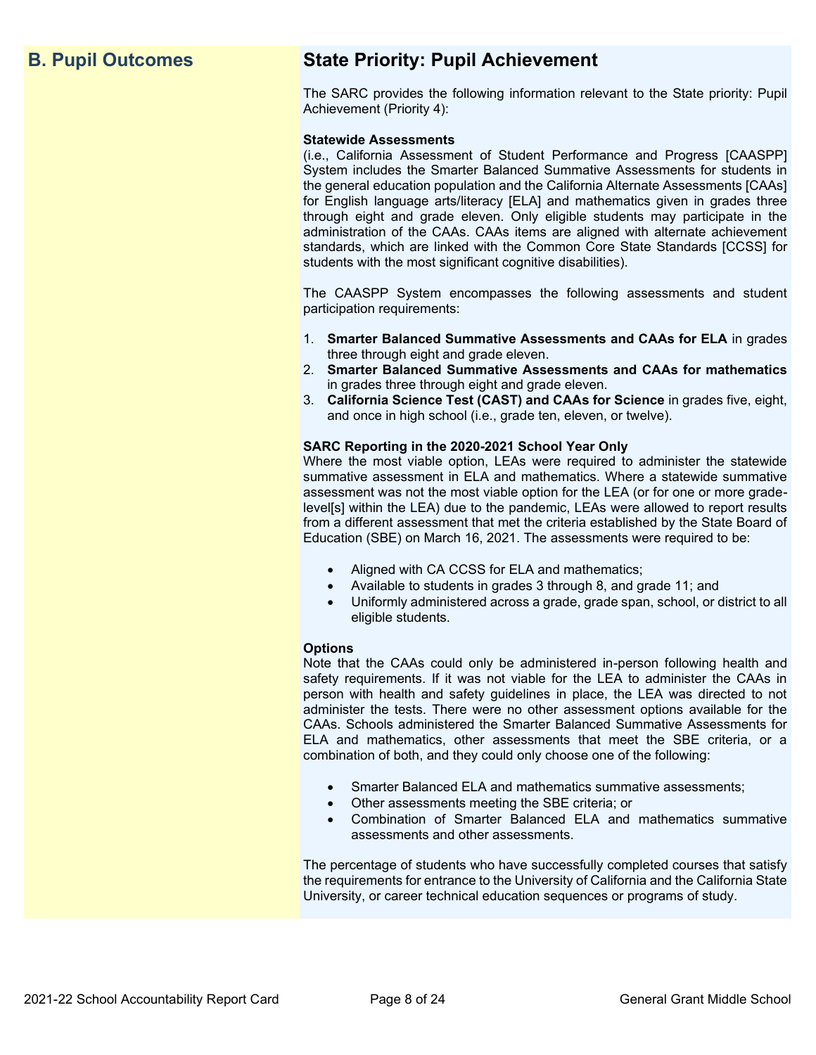## B. Pupil Outcomes

## State Priority: Pupil Achievement

The SARC provides the following information relevant to the State priority: Pupil Achievement (Priority 4):

**Statewide Assessments**
(i.e., California Assessment of Student Performance and Progress [CAASPP] System includes the Smarter Balanced Summative Assessments for students in the general education population and the California Alternate Assessments [CAAs] for English language arts/literacy [ELA] and mathematics given in grades three through eight and grade eleven. Only eligible students may participate in the administration of the CAAs. CAAs items are aligned with alternate achievement standards, which are linked with the Common Core State Standards [CCSS] for students with the most significant cognitive disabilities).

The CAASPP System encompasses the following assessments and student participation requirements:

1. **Smarter Balanced Summative Assessments and CAAs for ELA** in grades three through eight and grade eleven.
2. **Smarter Balanced Summative Assessments and CAAs for mathematics** in grades three through eight and grade eleven.
3. **California Science Test (CAST) and CAAs for Science** in grades five, eight, and once in high school (i.e., grade ten, eleven, or twelve).

**SARC Reporting in the 2020-2021 School Year Only**
Where the most viable option, LEAs were required to administer the statewide summative assessment in ELA and mathematics. Where a statewide summative assessment was not the most viable option for the LEA (or for one or more grade-level[s] within the LEA) due to the pandemic, LEAs were allowed to report results from a different assessment that met the criteria established by the State Board of Education (SBE) on March 16, 2021. The assessments were required to be:

- Aligned with CA CCSS for ELA and mathematics;
- Available to students in grades 3 through 8, and grade 11; and
- Uniformly administered across a grade, grade span, school, or district to all eligible students.

**Options**
Note that the CAAs could only be administered in-person following health and safety requirements. If it was not viable for the LEA to administer the CAAs in person with health and safety guidelines in place, the LEA was directed to not administer the tests. There were no other assessment options available for the CAAs. Schools administered the Smarter Balanced Summative Assessments for ELA and mathematics, other assessments that meet the SBE criteria, or a combination of both, and they could only choose one of the following:

- Smarter Balanced ELA and mathematics summative assessments;
- Other assessments meeting the SBE criteria; or
- Combination of Smarter Balanced ELA and mathematics summative assessments and other assessments.

The percentage of students who have successfully completed courses that satisfy the requirements for entrance to the University of California and the California State University, or career technical education sequences or programs of study.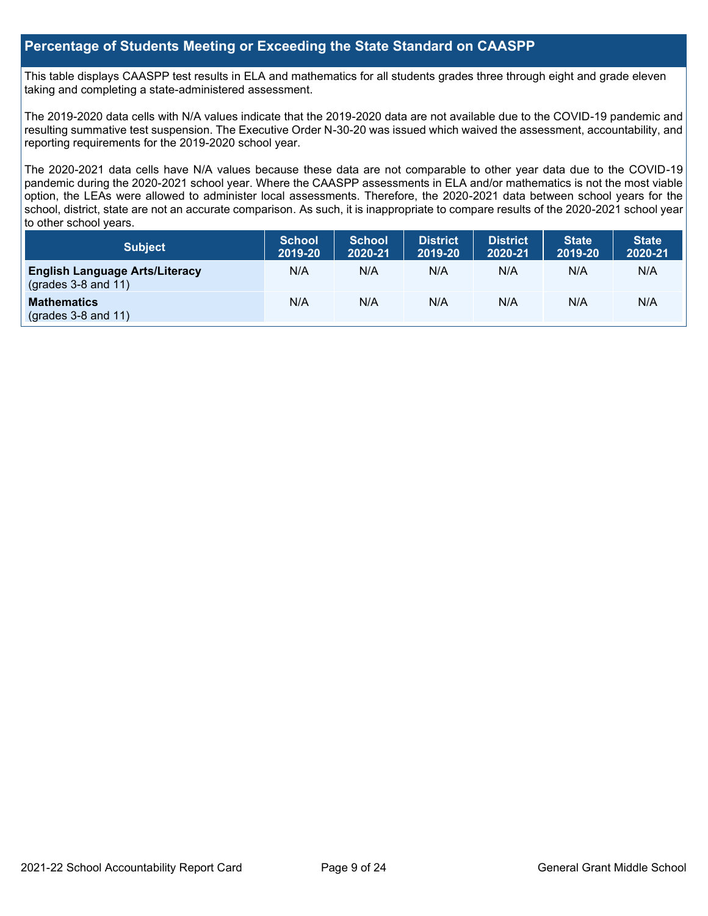## Percentage of Students Meeting or Exceeding the State Standard on CAASPP

This table displays CAASPP test results in ELA and mathematics for all students grades three through eight and grade eleven taking and completing a state-administered assessment.

The 2019-2020 data cells with N/A values indicate that the 2019-2020 data are not available due to the COVID-19 pandemic and resulting summative test suspension. The Executive Order N-30-20 was issued which waived the assessment, accountability, and reporting requirements for the 2019-2020 school year.

The 2020-2021 data cells have N/A values because these data are not comparable to other year data due to the COVID-19 pandemic during the 2020-2021 school year. Where the CAASPP assessments in ELA and/or mathematics is not the most viable option, the LEAs were allowed to administer local assessments. Therefore, the 2020-2021 data between school years for the school, district, state are not an accurate comparison. As such, it is inappropriate to compare results of the 2020-2021 school year to other school years.

| Subject | School 2019-20 | School 2020-21 | District 2019-20 | District 2020-21 | State 2019-20 | State 2020-21 |
|---|---|---|---|---|---|---|
| **English Language Arts/Literacy** (grades 3-8 and 11) | N/A | N/A | N/A | N/A | N/A | N/A |
| **Mathematics** (grades 3-8 and 11) | N/A | N/A | N/A | N/A | N/A | N/A |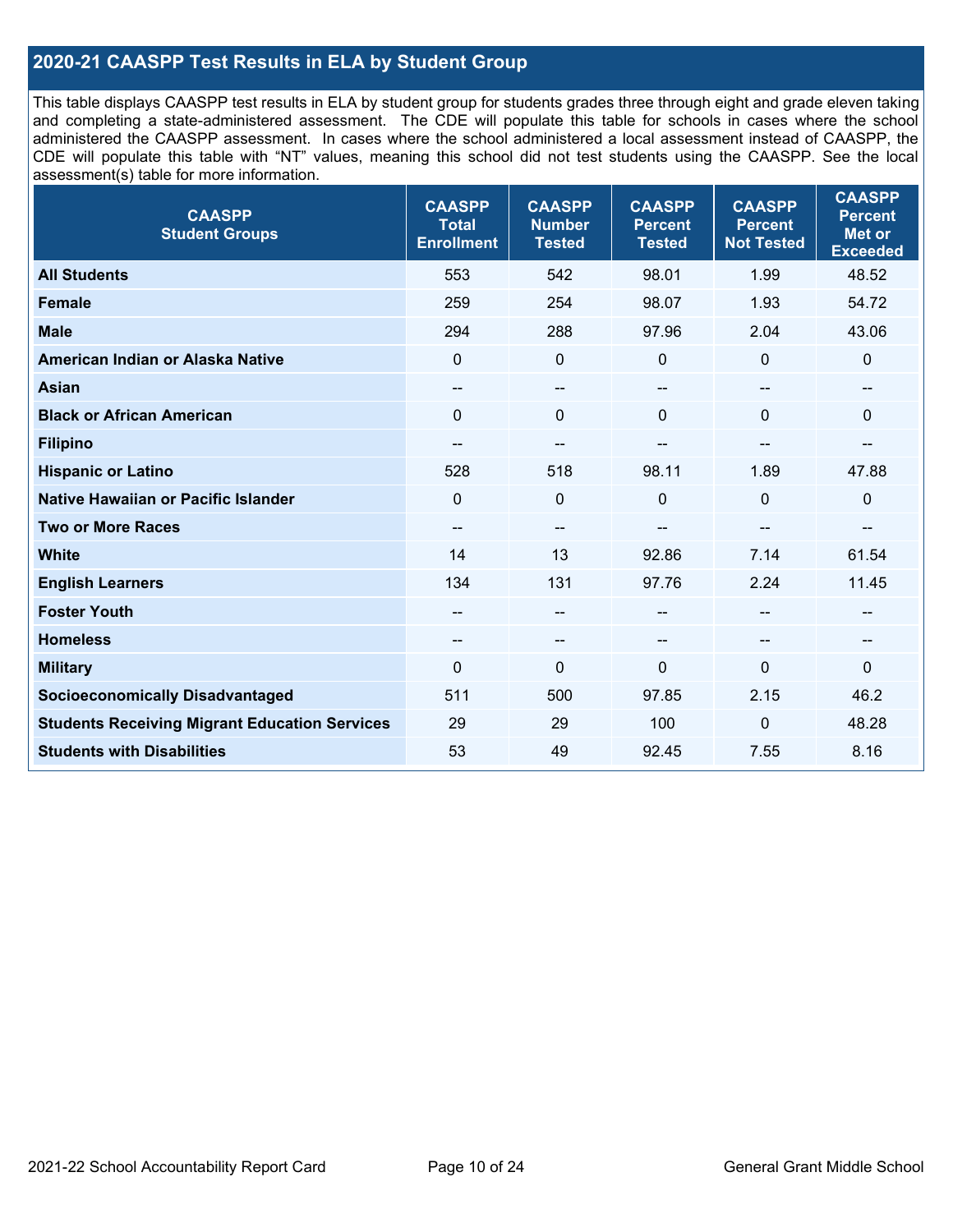## 2020-21 CAASPP Test Results in ELA by Student Group

This table displays CAASPP test results in ELA by student group for students grades three through eight and grade eleven taking and completing a state-administered assessment. The CDE will populate this table for schools in cases where the school administered the CAASPP assessment. In cases where the school administered a local assessment instead of CAASPP, the CDE will populate this table with "NT" values, meaning this school did not test students using the CAASPP. See the local assessment(s) table for more information.

| CAASPP Student Groups | CAASPP Total Enrollment | CAASPP Number Tested | CAASPP Percent Tested | CAASPP Percent Not Tested | CAASPP Percent Met or Exceeded |
|---|---|---|---|---|---|
| **All Students** | 553 | 542 | 98.01 | 1.99 | 48.52 |
| **Female** | 259 | 254 | 98.07 | 1.93 | 54.72 |
| **Male** | 294 | 288 | 97.96 | 2.04 | 43.06 |
| **American Indian or Alaska Native** | 0 | 0 | 0 | 0 | 0 |
| **Asian** | -- | -- | -- | -- | -- |
| **Black or African American** | 0 | 0 | 0 | 0 | 0 |
| **Filipino** | -- | -- | -- | -- | -- |
| **Hispanic or Latino** | 528 | 518 | 98.11 | 1.89 | 47.88 |
| **Native Hawaiian or Pacific Islander** | 0 | 0 | 0 | 0 | 0 |
| **Two or More Races** | -- | -- | -- | -- | -- |
| **White** | 14 | 13 | 92.86 | 7.14 | 61.54 |
| **English Learners** | 134 | 131 | 97.76 | 2.24 | 11.45 |
| **Foster Youth** | -- | -- | -- | -- | -- |
| **Homeless** | -- | -- | -- | -- | -- |
| **Military** | 0 | 0 | 0 | 0 | 0 |
| **Socioeconomically Disadvantaged** | 511 | 500 | 97.85 | 2.15 | 46.2 |
| **Students Receiving Migrant Education Services** | 29 | 29 | 100 | 0 | 48.28 |
| **Students with Disabilities** | 53 | 49 | 92.45 | 7.55 | 8.16 |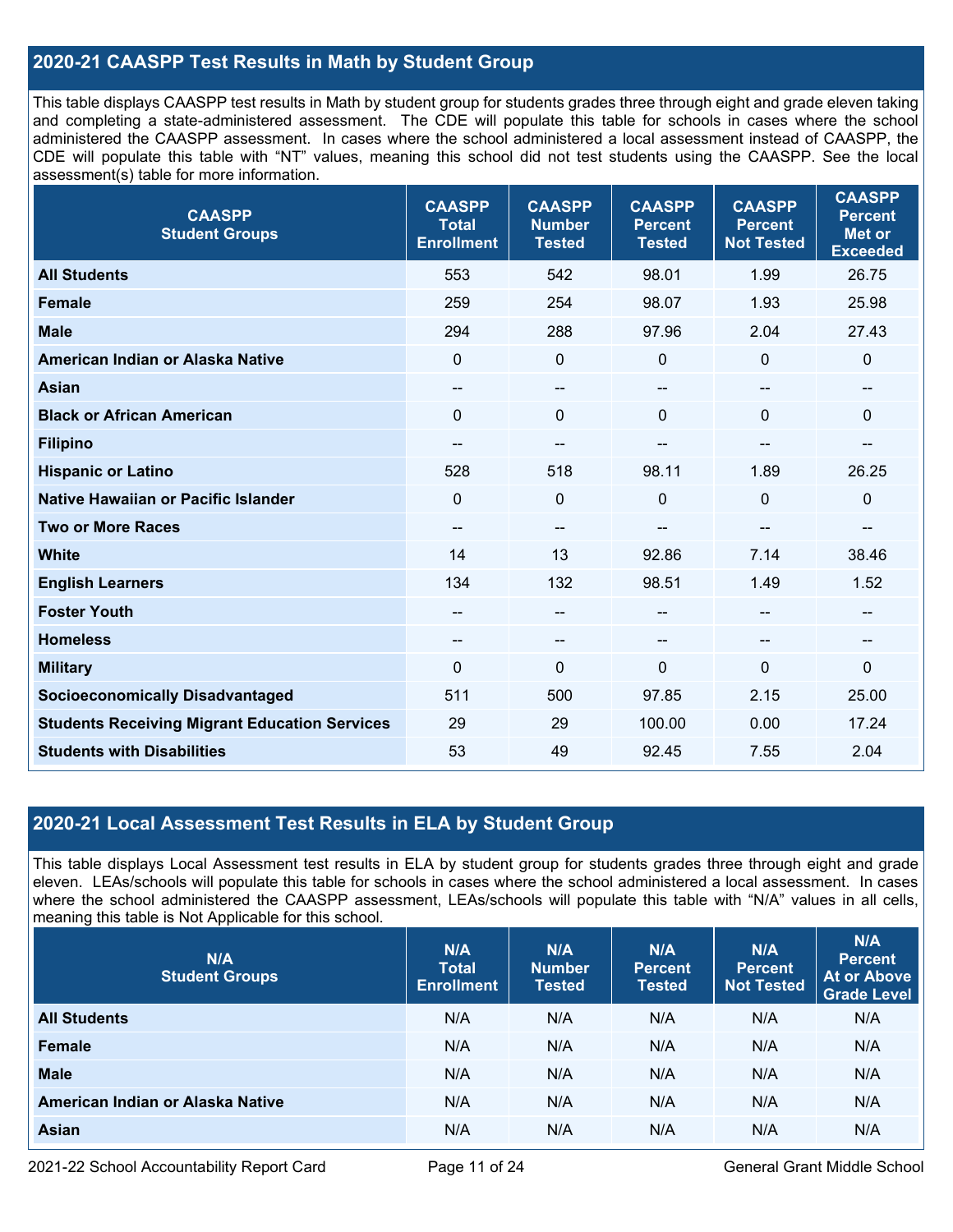## 2020-21 CAASPP Test Results in Math by Student Group

This table displays CAASPP test results in Math by student group for students grades three through eight and grade eleven taking and completing a state-administered assessment. The CDE will populate this table for schools in cases where the school administered the CAASPP assessment. In cases where the school administered a local assessment instead of CAASPP, the CDE will populate this table with "NT" values, meaning this school did not test students using the CAASPP. See the local assessment(s) table for more information.

| CAASPP Student Groups | CAASPP Total Enrollment | CAASPP Number Tested | CAASPP Percent Tested | CAASPP Percent Not Tested | CAASPP Percent Met or Exceeded |
|---|---|---|---|---|---|
| **All Students** | 553 | 542 | 98.01 | 1.99 | 26.75 |
| **Female** | 259 | 254 | 98.07 | 1.93 | 25.98 |
| **Male** | 294 | 288 | 97.96 | 2.04 | 27.43 |
| **American Indian or Alaska Native** | 0 | 0 | 0 | 0 | 0 |
| **Asian** | -- | -- | -- | -- | -- |
| **Black or African American** | 0 | 0 | 0 | 0 | 0 |
| **Filipino** | -- | -- | -- | -- | -- |
| **Hispanic or Latino** | 528 | 518 | 98.11 | 1.89 | 26.25 |
| **Native Hawaiian or Pacific Islander** | 0 | 0 | 0 | 0 | 0 |
| **Two or More Races** | -- | -- | -- | -- | -- |
| **White** | 14 | 13 | 92.86 | 7.14 | 38.46 |
| **English Learners** | 134 | 132 | 98.51 | 1.49 | 1.52 |
| **Foster Youth** | -- | -- | -- | -- | -- |
| **Homeless** | -- | -- | -- | -- | -- |
| **Military** | 0 | 0 | 0 | 0 | 0 |
| **Socioeconomically Disadvantaged** | 511 | 500 | 97.85 | 2.15 | 25.00 |
| **Students Receiving Migrant Education Services** | 29 | 29 | 100.00 | 0.00 | 17.24 |
| **Students with Disabilities** | 53 | 49 | 92.45 | 7.55 | 2.04 |

## 2020-21 Local Assessment Test Results in ELA by Student Group

This table displays Local Assessment test results in ELA by student group for students grades three through eight and grade eleven. LEAs/schools will populate this table for schools in cases where the school administered a local assessment. In cases where the school administered the CAASPP assessment, LEAs/schools will populate this table with "N/A" values in all cells, meaning this table is Not Applicable for this school.

| N/A Student Groups | N/A Total Enrollment | N/A Number Tested | N/A Percent Tested | N/A Percent Not Tested | N/A Percent At or Above Grade Level |
|---|---|---|---|---|---|
| **All Students** | N/A | N/A | N/A | N/A | N/A |
| **Female** | N/A | N/A | N/A | N/A | N/A |
| **Male** | N/A | N/A | N/A | N/A | N/A |
| **American Indian or Alaska Native** | N/A | N/A | N/A | N/A | N/A |
| **Asian** | N/A | N/A | N/A | N/A | N/A |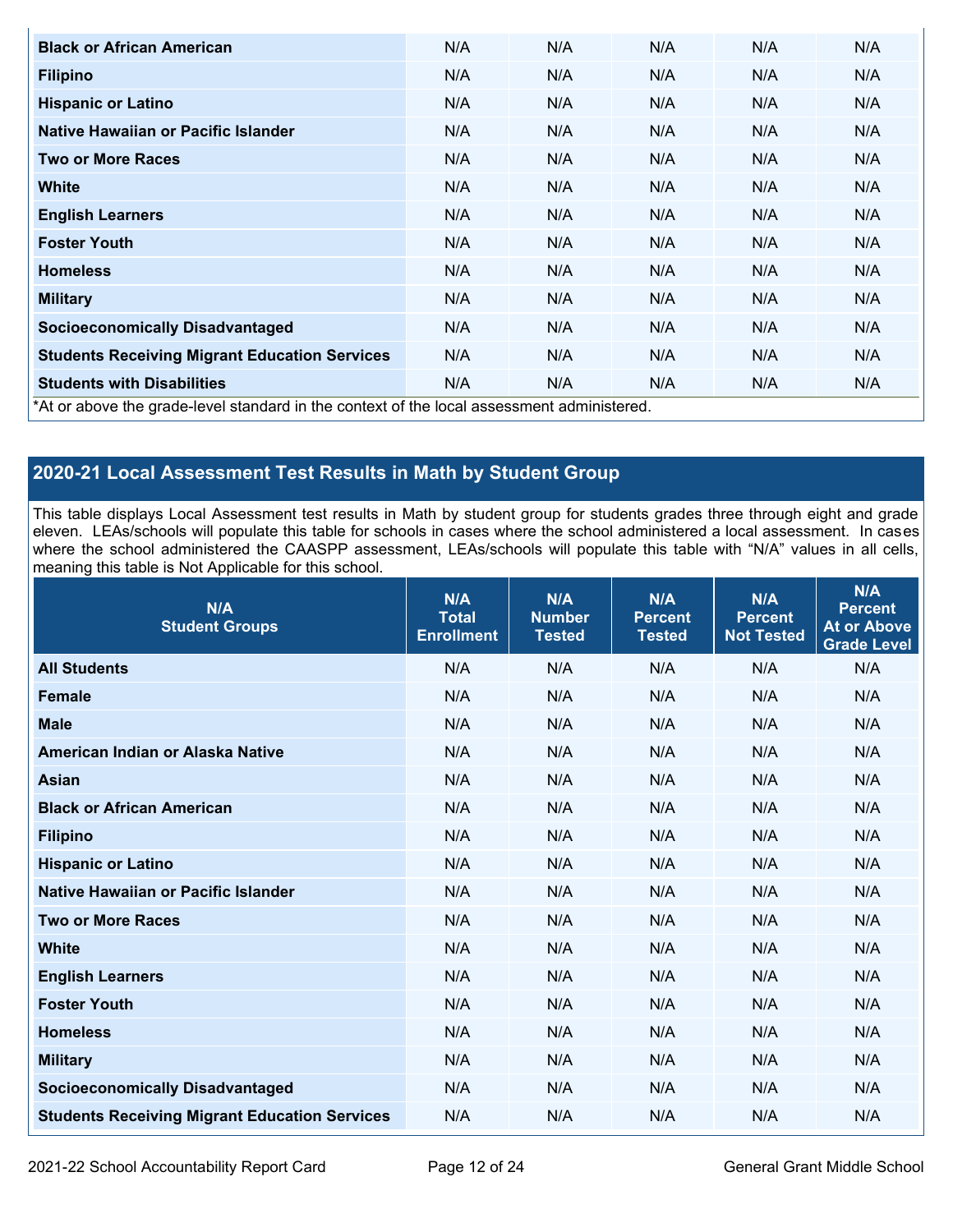| | | | | | |
|---|---|---|---|---|---|
| **Black or African American** | N/A | N/A | N/A | N/A | N/A |
| **Filipino** | N/A | N/A | N/A | N/A | N/A |
| **Hispanic or Latino** | N/A | N/A | N/A | N/A | N/A |
| **Native Hawaiian or Pacific Islander** | N/A | N/A | N/A | N/A | N/A |
| **Two or More Races** | N/A | N/A | N/A | N/A | N/A |
| **White** | N/A | N/A | N/A | N/A | N/A |
| **English Learners** | N/A | N/A | N/A | N/A | N/A |
| **Foster Youth** | N/A | N/A | N/A | N/A | N/A |
| **Homeless** | N/A | N/A | N/A | N/A | N/A |
| **Military** | N/A | N/A | N/A | N/A | N/A |
| **Socioeconomically Disadvantaged** | N/A | N/A | N/A | N/A | N/A |
| **Students Receiving Migrant Education Services** | N/A | N/A | N/A | N/A | N/A |
| **Students with Disabilities** | N/A | N/A | N/A | N/A | N/A |

*At or above the grade-level standard in the context of the local assessment administered.

## 2020-21 Local Assessment Test Results in Math by Student Group

This table displays Local Assessment test results in Math by student group for students grades three through eight and grade eleven. LEAs/schools will populate this table for schools in cases where the school administered a local assessment. In cases where the school administered the CAASPP assessment, LEAs/schools will populate this table with "N/A" values in all cells, meaning this table is Not Applicable for this school.

| N/A Student Groups | N/A Total Enrollment | N/A Number Tested | N/A Percent Tested | N/A Percent Not Tested | N/A Percent At or Above Grade Level |
|---|---|---|---|---|---|
| **All Students** | N/A | N/A | N/A | N/A | N/A |
| **Female** | N/A | N/A | N/A | N/A | N/A |
| **Male** | N/A | N/A | N/A | N/A | N/A |
| **American Indian or Alaska Native** | N/A | N/A | N/A | N/A | N/A |
| **Asian** | N/A | N/A | N/A | N/A | N/A |
| **Black or African American** | N/A | N/A | N/A | N/A | N/A |
| **Filipino** | N/A | N/A | N/A | N/A | N/A |
| **Hispanic or Latino** | N/A | N/A | N/A | N/A | N/A |
| **Native Hawaiian or Pacific Islander** | N/A | N/A | N/A | N/A | N/A |
| **Two or More Races** | N/A | N/A | N/A | N/A | N/A |
| **White** | N/A | N/A | N/A | N/A | N/A |
| **English Learners** | N/A | N/A | N/A | N/A | N/A |
| **Foster Youth** | N/A | N/A | N/A | N/A | N/A |
| **Homeless** | N/A | N/A | N/A | N/A | N/A |
| **Military** | N/A | N/A | N/A | N/A | N/A |
| **Socioeconomically Disadvantaged** | N/A | N/A | N/A | N/A | N/A |
| **Students Receiving Migrant Education Services** | N/A | N/A | N/A | N/A | N/A |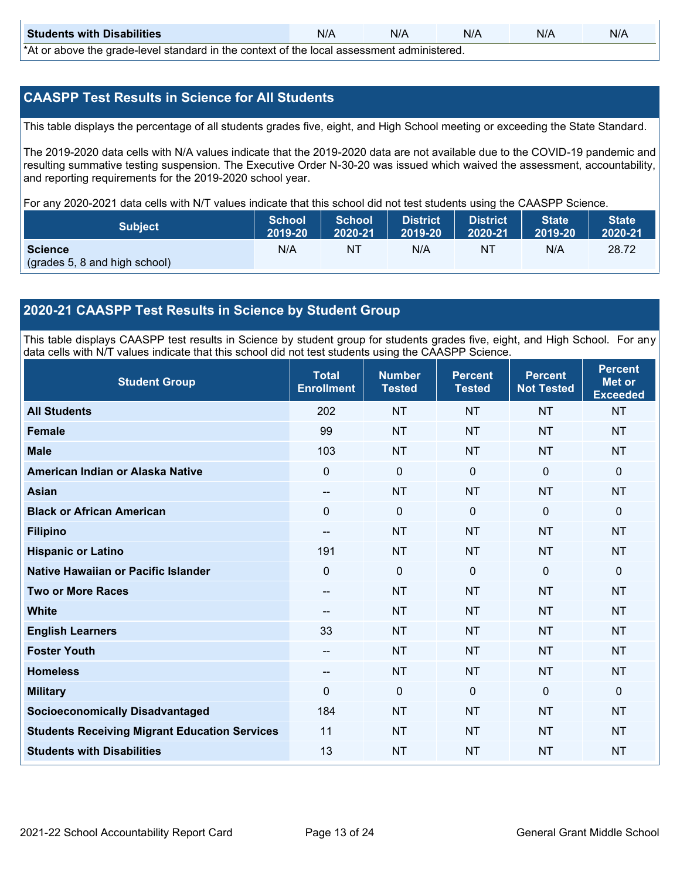| Students with Disabilities | N/A | N/A | N/A | N/A | N/A |
|---|---|---|---|---|---|

*At or above the grade-level standard in the context of the local assessment administered.

## CAASPP Test Results in Science for All Students

This table displays the percentage of all students grades five, eight, and High School meeting or exceeding the State Standard.

The 2019-2020 data cells with N/A values indicate that the 2019-2020 data are not available due to the COVID-19 pandemic and resulting summative testing suspension. The Executive Order N-30-20 was issued which waived the assessment, accountability, and reporting requirements for the 2019-2020 school year.

For any 2020-2021 data cells with N/T values indicate that this school did not test students using the CAASPP Science.

| Subject | School 2019-20 | School 2020-21 | District 2019-20 | District 2020-21 | State 2019-20 | State 2020-21 |
|---|---|---|---|---|---|---|
| **Science** (grades 5, 8 and high school) | N/A | NT | N/A | NT | N/A | 28.72 |

## 2020-21 CAASPP Test Results in Science by Student Group

This table displays CAASPP test results in Science by student group for students grades five, eight, and High School. For any data cells with N/T values indicate that this school did not test students using the CAASPP Science.

| Student Group | Total Enrollment | Number Tested | Percent Tested | Percent Not Tested | Percent Met or Exceeded |
|---|---|---|---|---|---|
| **All Students** | 202 | NT | NT | NT | NT |
| **Female** | 99 | NT | NT | NT | NT |
| **Male** | 103 | NT | NT | NT | NT |
| **American Indian or Alaska Native** | 0 | 0 | 0 | 0 | 0 |
| **Asian** | -- | NT | NT | NT | NT |
| **Black or African American** | 0 | 0 | 0 | 0 | 0 |
| **Filipino** | -- | NT | NT | NT | NT |
| **Hispanic or Latino** | 191 | NT | NT | NT | NT |
| **Native Hawaiian or Pacific Islander** | 0 | 0 | 0 | 0 | 0 |
| **Two or More Races** | -- | NT | NT | NT | NT |
| **White** | -- | NT | NT | NT | NT |
| **English Learners** | 33 | NT | NT | NT | NT |
| **Foster Youth** | -- | NT | NT | NT | NT |
| **Homeless** | -- | NT | NT | NT | NT |
| **Military** | 0 | 0 | 0 | 0 | 0 |
| **Socioeconomically Disadvantaged** | 184 | NT | NT | NT | NT |
| **Students Receiving Migrant Education Services** | 11 | NT | NT | NT | NT |
| **Students with Disabilities** | 13 | NT | NT | NT | NT |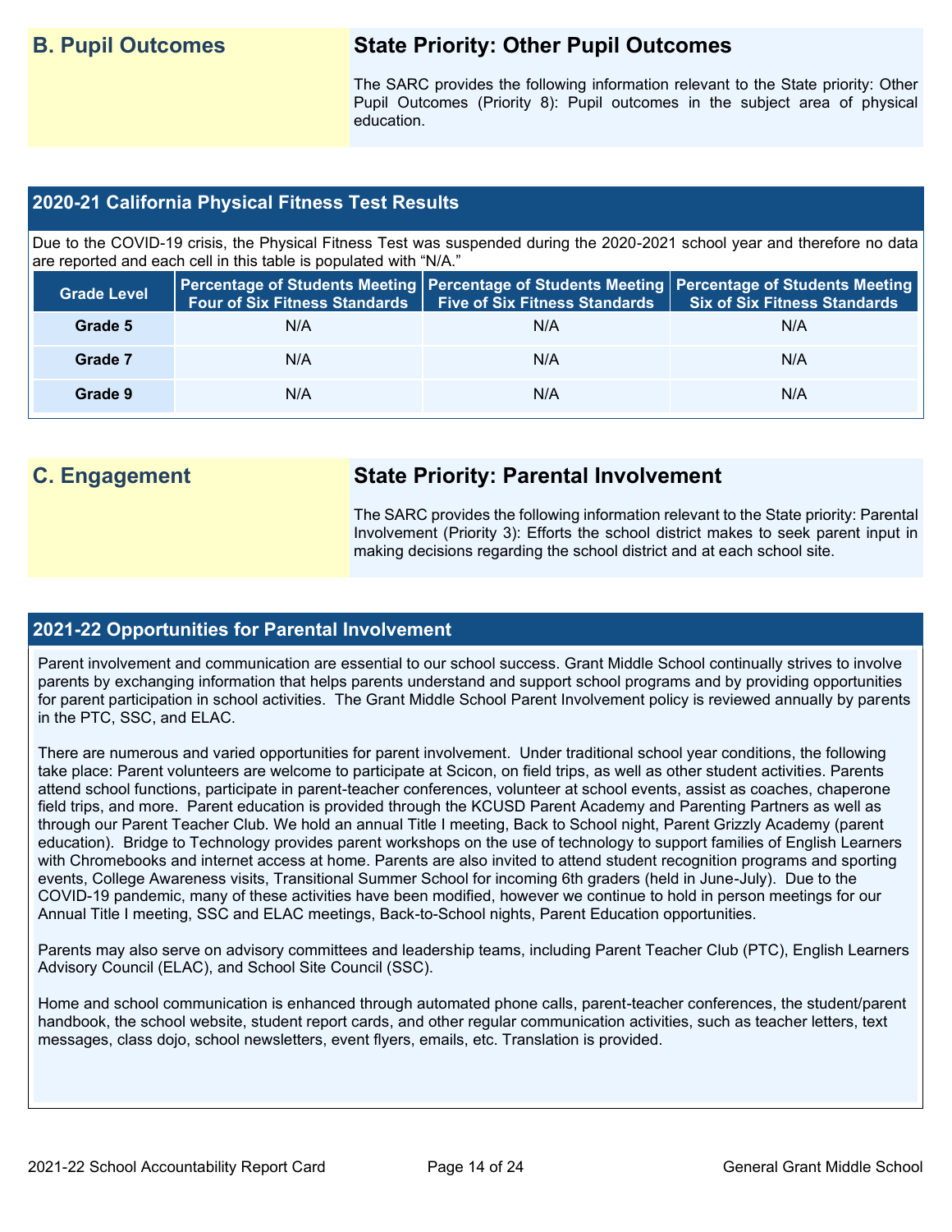## B. Pupil Outcomes

### State Priority: Other Pupil Outcomes

The SARC provides the following information relevant to the State priority: Other Pupil Outcomes (Priority 8): Pupil outcomes in the subject area of physical education.

### 2020-21 California Physical Fitness Test Results

Due to the COVID-19 crisis, the Physical Fitness Test was suspended during the 2020-2021 school year and therefore no data are reported and each cell in this table is populated with "N/A."

| Grade Level | Percentage of Students Meeting Four of Six Fitness Standards | Percentage of Students Meeting Five of Six Fitness Standards | Percentage of Students Meeting Six of Six Fitness Standards |
|---|---|---|---|
| Grade 5 | N/A | N/A | N/A |
| Grade 7 | N/A | N/A | N/A |
| Grade 9 | N/A | N/A | N/A |

## C. Engagement

### State Priority: Parental Involvement

The SARC provides the following information relevant to the State priority: Parental Involvement (Priority 3): Efforts the school district makes to seek parent input in making decisions regarding the school district and at each school site.

### 2021-22 Opportunities for Parental Involvement

Parent involvement and communication are essential to our school success. Grant Middle School continually strives to involve parents by exchanging information that helps parents understand and support school programs and by providing opportunities for parent participation in school activities. The Grant Middle School Parent Involvement policy is reviewed annually by parents in the PTC, SSC, and ELAC.

There are numerous and varied opportunities for parent involvement. Under traditional school year conditions, the following take place: Parent volunteers are welcome to participate at Scicon, on field trips, as well as other student activities. Parents attend school functions, participate in parent-teacher conferences, volunteer at school events, assist as coaches, chaperone field trips, and more. Parent education is provided through the KCUSD Parent Academy and Parenting Partners as well as through our Parent Teacher Club. We hold an annual Title I meeting, Back to School night, Parent Grizzly Academy (parent education). Bridge to Technology provides parent workshops on the use of technology to support families of English Learners with Chromebooks and internet access at home. Parents are also invited to attend student recognition programs and sporting events, College Awareness visits, Transitional Summer School for incoming 6th graders (held in June-July). Due to the COVID-19 pandemic, many of these activities have been modified, however we continue to hold in person meetings for our Annual Title I meeting, SSC and ELAC meetings, Back-to-School nights, Parent Education opportunities.

Parents may also serve on advisory committees and leadership teams, including Parent Teacher Club (PTC), English Learners Advisory Council (ELAC), and School Site Council (SSC).

Home and school communication is enhanced through automated phone calls, parent-teacher conferences, the student/parent handbook, the school website, student report cards, and other regular communication activities, such as teacher letters, text messages, class dojo, school newsletters, event flyers, emails, etc. Translation is provided.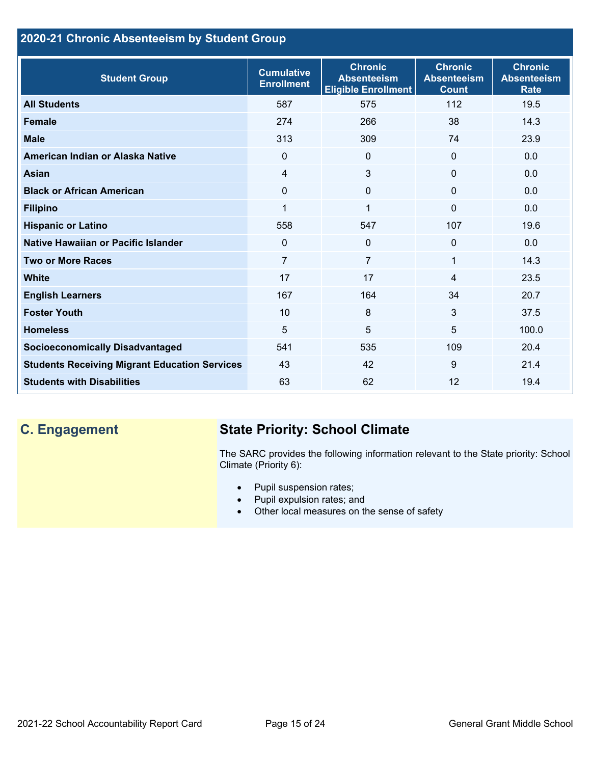## 2020-21 Chronic Absenteeism by Student Group

| Student Group | Cumulative Enrollment | Chronic Absenteeism Eligible Enrollment | Chronic Absenteeism Count | Chronic Absenteeism Rate |
|---|---|---|---|---|
| **All Students** | 587 | 575 | 112 | 19.5 |
| **Female** | 274 | 266 | 38 | 14.3 |
| **Male** | 313 | 309 | 74 | 23.9 |
| **American Indian or Alaska Native** | 0 | 0 | 0 | 0.0 |
| **Asian** | 4 | 3 | 0 | 0.0 |
| **Black or African American** | 0 | 0 | 0 | 0.0 |
| **Filipino** | 1 | 1 | 0 | 0.0 |
| **Hispanic or Latino** | 558 | 547 | 107 | 19.6 |
| **Native Hawaiian or Pacific Islander** | 0 | 0 | 0 | 0.0 |
| **Two or More Races** | 7 | 7 | 1 | 14.3 |
| **White** | 17 | 17 | 4 | 23.5 |
| **English Learners** | 167 | 164 | 34 | 20.7 |
| **Foster Youth** | 10 | 8 | 3 | 37.5 |
| **Homeless** | 5 | 5 | 5 | 100.0 |
| **Socioeconomically Disadvantaged** | 541 | 535 | 109 | 20.4 |
| **Students Receiving Migrant Education Services** | 43 | 42 | 9 | 21.4 |
| **Students with Disabilities** | 63 | 62 | 12 | 19.4 |

## C. Engagement

### State Priority: School Climate

The SARC provides the following information relevant to the State priority: School Climate (Priority 6):

- Pupil suspension rates;
- Pupil expulsion rates; and
- Other local measures on the sense of safety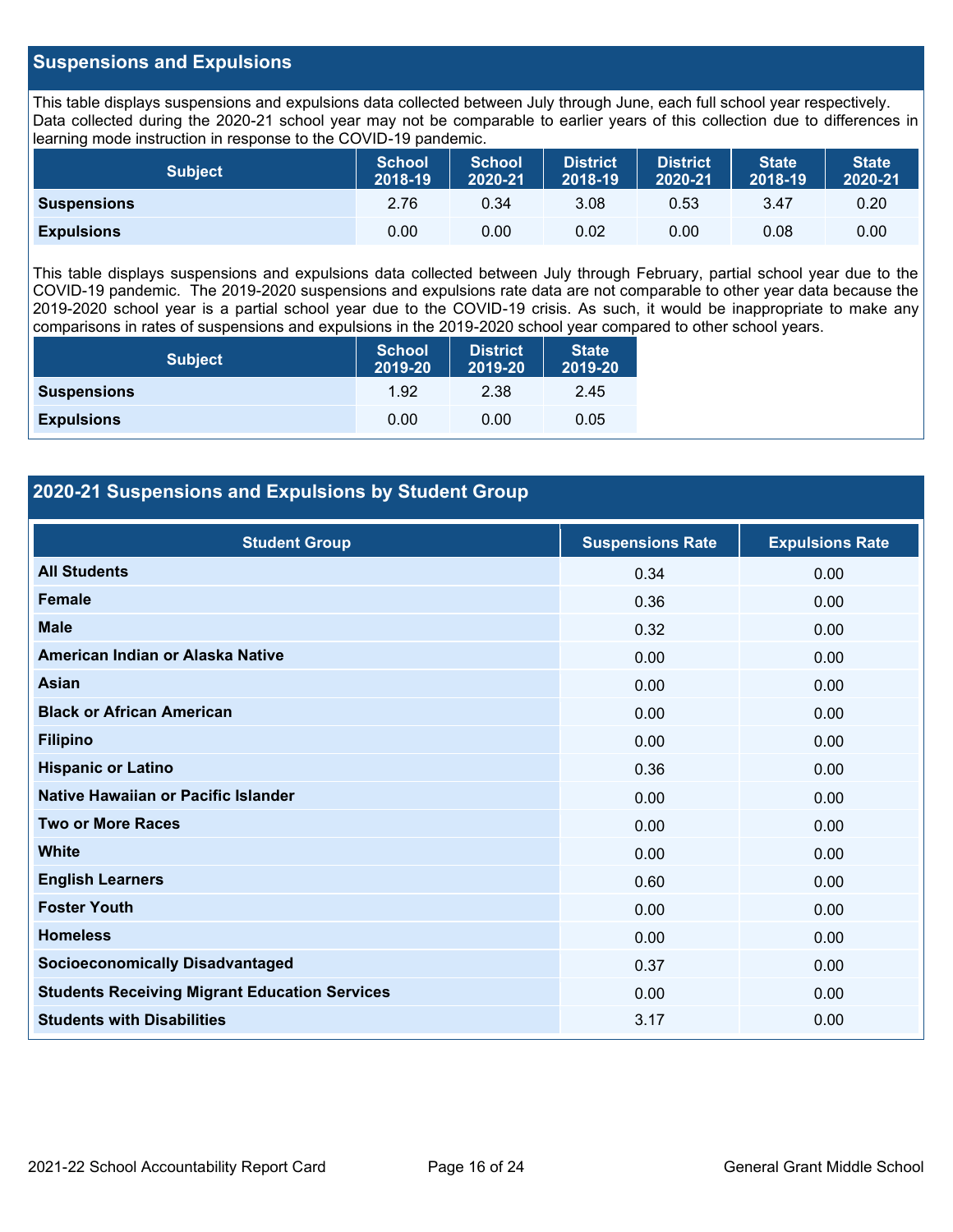## Suspensions and Expulsions

This table displays suspensions and expulsions data collected between July through June, each full school year respectively. Data collected during the 2020-21 school year may not be comparable to earlier years of this collection due to differences in learning mode instruction in response to the COVID-19 pandemic.

| Subject | School 2018-19 | School 2020-21 | District 2018-19 | District 2020-21 | State 2018-19 | State 2020-21 |
|---|---|---|---|---|---|---|
| **Suspensions** | 2.76 | 0.34 | 3.08 | 0.53 | 3.47 | 0.20 |
| **Expulsions** | 0.00 | 0.00 | 0.02 | 0.00 | 0.08 | 0.00 |

This table displays suspensions and expulsions data collected between July through February, partial school year due to the COVID-19 pandemic. The 2019-2020 suspensions and expulsions rate data are not comparable to other year data because the 2019-2020 school year is a partial school year due to the COVID-19 crisis. As such, it would be inappropriate to make any comparisons in rates of suspensions and expulsions in the 2019-2020 school year compared to other school years.

| Subject | School 2019-20 | District 2019-20 | State 2019-20 |
|---|---|---|---|
| **Suspensions** | 1.92 | 2.38 | 2.45 |
| **Expulsions** | 0.00 | 0.00 | 0.05 |

## 2020-21 Suspensions and Expulsions by Student Group

| Student Group | Suspensions Rate | Expulsions Rate |
|---|---|---|
| **All Students** | 0.34 | 0.00 |
| **Female** | 0.36 | 0.00 |
| **Male** | 0.32 | 0.00 |
| **American Indian or Alaska Native** | 0.00 | 0.00 |
| **Asian** | 0.00 | 0.00 |
| **Black or African American** | 0.00 | 0.00 |
| **Filipino** | 0.00 | 0.00 |
| **Hispanic or Latino** | 0.36 | 0.00 |
| **Native Hawaiian or Pacific Islander** | 0.00 | 0.00 |
| **Two or More Races** | 0.00 | 0.00 |
| **White** | 0.00 | 0.00 |
| **English Learners** | 0.60 | 0.00 |
| **Foster Youth** | 0.00 | 0.00 |
| **Homeless** | 0.00 | 0.00 |
| **Socioeconomically Disadvantaged** | 0.37 | 0.00 |
| **Students Receiving Migrant Education Services** | 0.00 | 0.00 |
| **Students with Disabilities** | 3.17 | 0.00 |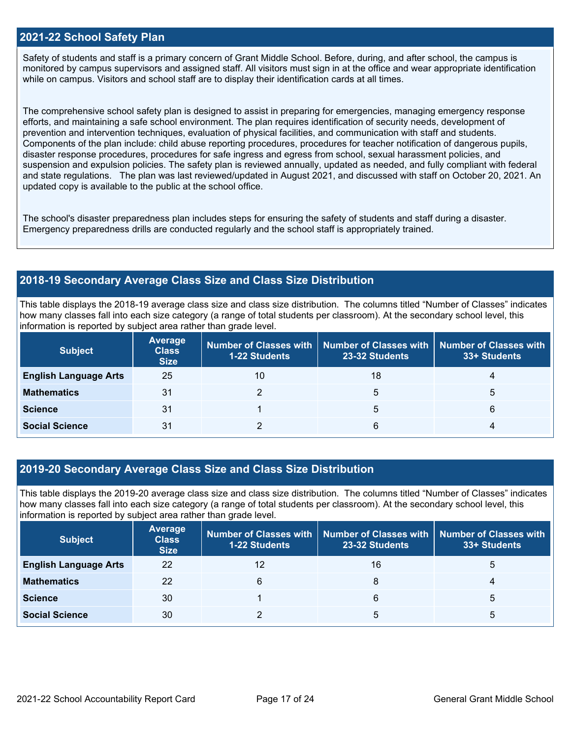## 2021-22 School Safety Plan

Safety of students and staff is a primary concern of Grant Middle School. Before, during, and after school, the campus is monitored by campus supervisors and assigned staff. All visitors must sign in at the office and wear appropriate identification while on campus. Visitors and school staff are to display their identification cards at all times.

The comprehensive school safety plan is designed to assist in preparing for emergencies, managing emergency response efforts, and maintaining a safe school environment. The plan requires identification of security needs, development of prevention and intervention techniques, evaluation of physical facilities, and communication with staff and students. Components of the plan include: child abuse reporting procedures, procedures for teacher notification of dangerous pupils, disaster response procedures, procedures for safe ingress and egress from school, sexual harassment policies, and suspension and expulsion policies. The safety plan is reviewed annually, updated as needed, and fully compliant with federal and state regulations. The plan was last reviewed/updated in August 2021, and discussed with staff on October 20, 2021. An updated copy is available to the public at the school office.

The school's disaster preparedness plan includes steps for ensuring the safety of students and staff during a disaster. Emergency preparedness drills are conducted regularly and the school staff is appropriately trained.

## 2018-19 Secondary Average Class Size and Class Size Distribution

This table displays the 2018-19 average class size and class size distribution. The columns titled "Number of Classes" indicates how many classes fall into each size category (a range of total students per classroom). At the secondary school level, this information is reported by subject area rather than grade level.

| Subject | Average Class Size | Number of Classes with 1-22 Students | Number of Classes with 23-32 Students | Number of Classes with 33+ Students |
|---|---|---|---|---|
| **English Language Arts** | 25 | 10 | 18 | 4 |
| **Mathematics** | 31 | 2 | 5 | 5 |
| **Science** | 31 | 1 | 5 | 6 |
| **Social Science** | 31 | 2 | 6 | 4 |

## 2019-20 Secondary Average Class Size and Class Size Distribution

This table displays the 2019-20 average class size and class size distribution. The columns titled "Number of Classes" indicates how many classes fall into each size category (a range of total students per classroom). At the secondary school level, this information is reported by subject area rather than grade level.

| Subject | Average Class Size | Number of Classes with 1-22 Students | Number of Classes with 23-32 Students | Number of Classes with 33+ Students |
|---|---|---|---|---|
| **English Language Arts** | 22 | 12 | 16 | 5 |
| **Mathematics** | 22 | 6 | 8 | 4 |
| **Science** | 30 | 1 | 6 | 5 |
| **Social Science** | 30 | 2 | 5 | 5 |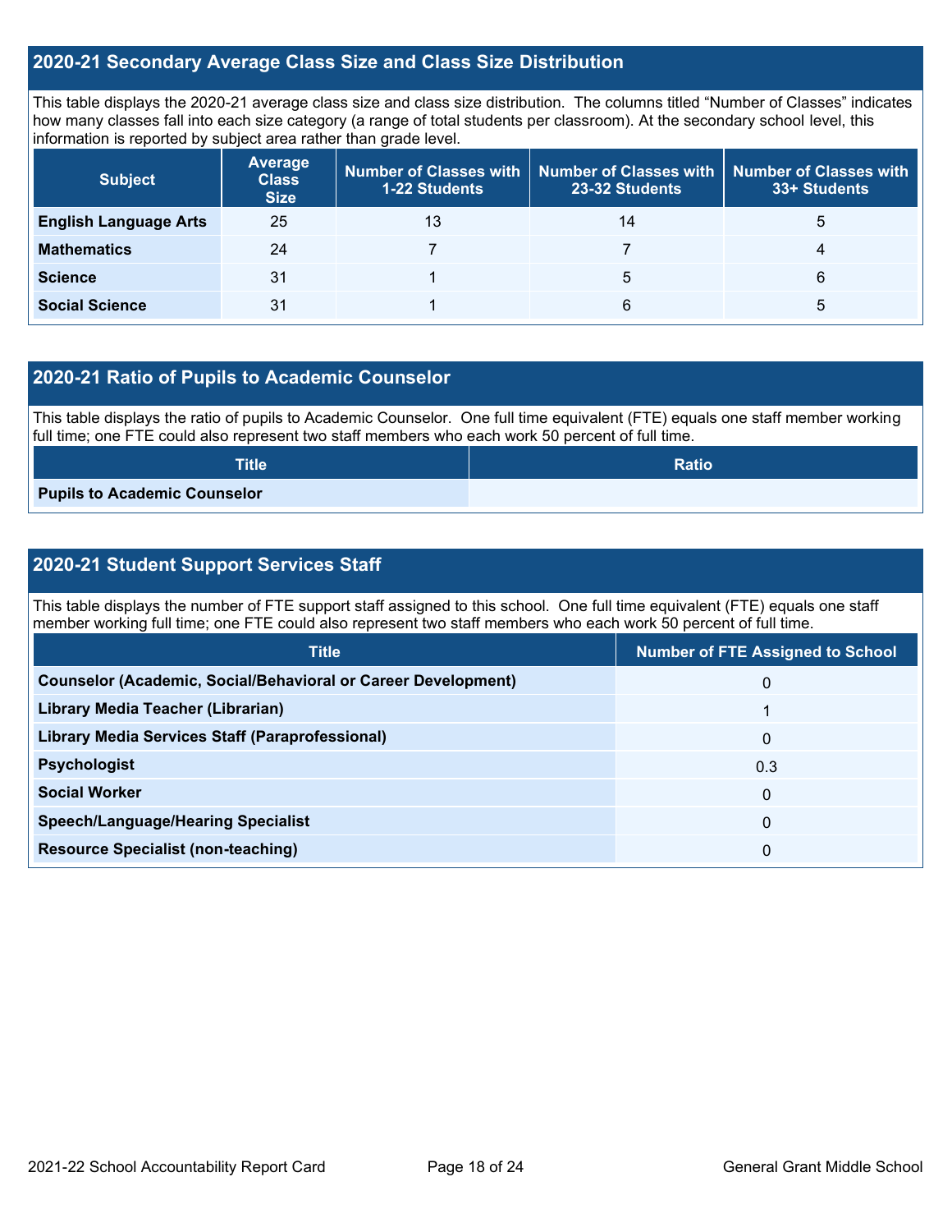## 2020-21 Secondary Average Class Size and Class Size Distribution

This table displays the 2020-21 average class size and class size distribution. The columns titled "Number of Classes" indicates how many classes fall into each size category (a range of total students per classroom). At the secondary school level, this information is reported by subject area rather than grade level.

| Subject | Average Class Size | Number of Classes with 1-22 Students | Number of Classes with 23-32 Students | Number of Classes with 33+ Students |
|---|---|---|---|---|
| **English Language Arts** | 25 | 13 | 14 | 5 |
| **Mathematics** | 24 | 7 | 7 | 4 |
| **Science** | 31 | 1 | 5 | 6 |
| **Social Science** | 31 | 1 | 6 | 5 |

## 2020-21 Ratio of Pupils to Academic Counselor

This table displays the ratio of pupils to Academic Counselor. One full time equivalent (FTE) equals one staff member working full time; one FTE could also represent two staff members who each work 50 percent of full time.

| Title | Ratio |
|---|---|
| **Pupils to Academic Counselor** | |

## 2020-21 Student Support Services Staff

This table displays the number of FTE support staff assigned to this school. One full time equivalent (FTE) equals one staff member working full time; one FTE could also represent two staff members who each work 50 percent of full time.

| Title | Number of FTE Assigned to School |
|---|---|
| **Counselor (Academic, Social/Behavioral or Career Development)** | 0 |
| **Library Media Teacher (Librarian)** | 1 |
| **Library Media Services Staff (Paraprofessional)** | 0 |
| **Psychologist** | 0.3 |
| **Social Worker** | 0 |
| **Speech/Language/Hearing Specialist** | 0 |
| **Resource Specialist (non-teaching)** | 0 |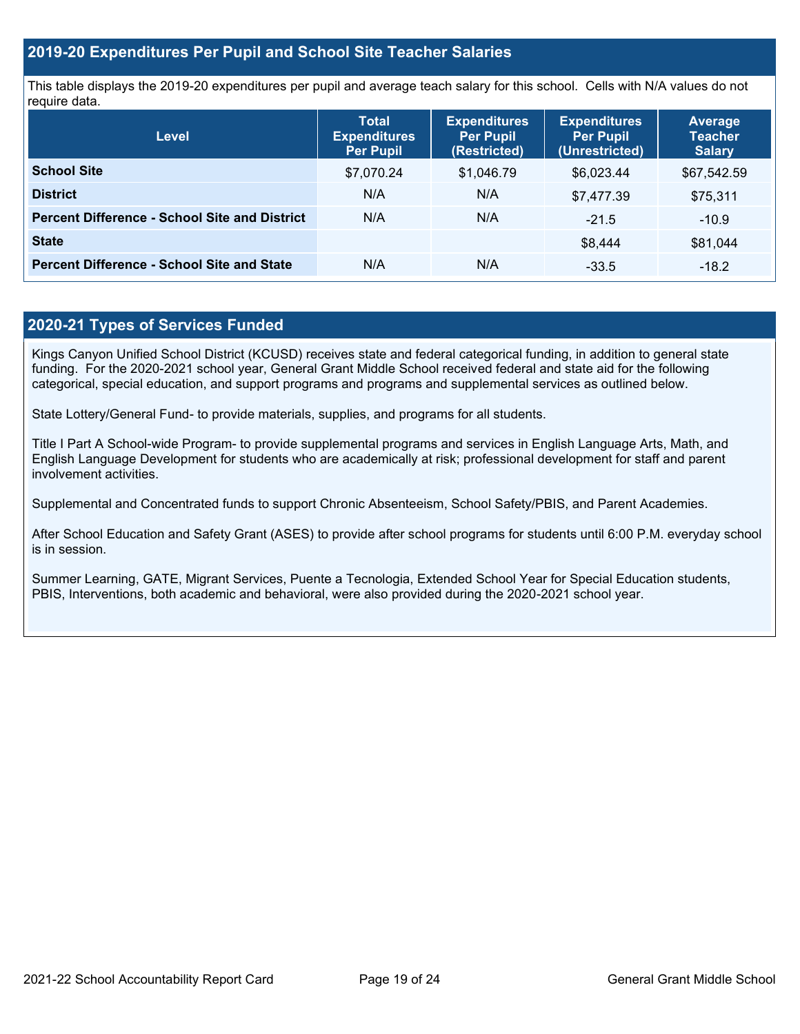## 2019-20 Expenditures Per Pupil and School Site Teacher Salaries

This table displays the 2019-20 expenditures per pupil and average teach salary for this school. Cells with N/A values do not require data.

| Level | Total Expenditures Per Pupil | Expenditures Per Pupil (Restricted) | Expenditures Per Pupil (Unrestricted) | Average Teacher Salary |
|---|---|---|---|---|
| **School Site** | $7,070.24 | $1,046.79 | $6,023.44 | $67,542.59 |
| **District** | N/A | N/A | $7,477.39 | $75,311 |
| **Percent Difference - School Site and District** | N/A | N/A | -21.5 | -10.9 |
| **State** | | | $8,444 | $81,044 |
| **Percent Difference - School Site and State** | N/A | N/A | -33.5 | -18.2 |

## 2020-21 Types of Services Funded

Kings Canyon Unified School District (KCUSD) receives state and federal categorical funding, in addition to general state funding. For the 2020-2021 school year, General Grant Middle School received federal and state aid for the following categorical, special education, and support programs and programs and supplemental services as outlined below.

State Lottery/General Fund- to provide materials, supplies, and programs for all students.

Title I Part A School-wide Program- to provide supplemental programs and services in English Language Arts, Math, and English Language Development for students who are academically at risk; professional development for staff and parent involvement activities.

Supplemental and Concentrated funds to support Chronic Absenteeism, School Safety/PBIS, and Parent Academies.

After School Education and Safety Grant (ASES) to provide after school programs for students until 6:00 P.M. everyday school is in session.

Summer Learning, GATE, Migrant Services, Puente a Tecnologia, Extended School Year for Special Education students, PBIS, Interventions, both academic and behavioral, were also provided during the 2020-2021 school year.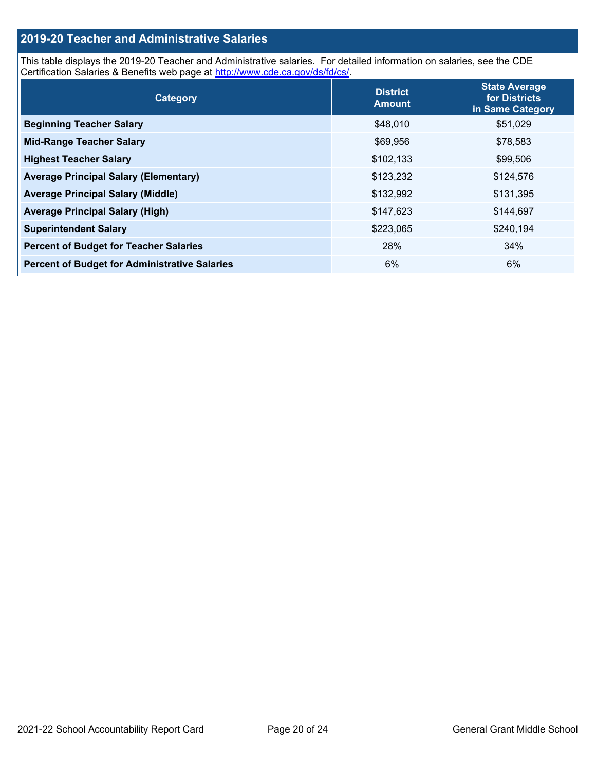## 2019-20 Teacher and Administrative Salaries

This table displays the 2019-20 Teacher and Administrative salaries. For detailed information on salaries, see the CDE Certification Salaries & Benefits web page at http://www.cde.ca.gov/ds/fd/cs/.

| Category | District Amount | State Average for Districts in Same Category |
|---|---|---|
| **Beginning Teacher Salary** | $48,010 | $51,029 |
| **Mid-Range Teacher Salary** | $69,956 | $78,583 |
| **Highest Teacher Salary** | $102,133 | $99,506 |
| **Average Principal Salary (Elementary)** | $123,232 | $124,576 |
| **Average Principal Salary (Middle)** | $132,992 | $131,395 |
| **Average Principal Salary (High)** | $147,623 | $144,697 |
| **Superintendent Salary** | $223,065 | $240,194 |
| **Percent of Budget for Teacher Salaries** | 28% | 34% |
| **Percent of Budget for Administrative Salaries** | 6% | 6% |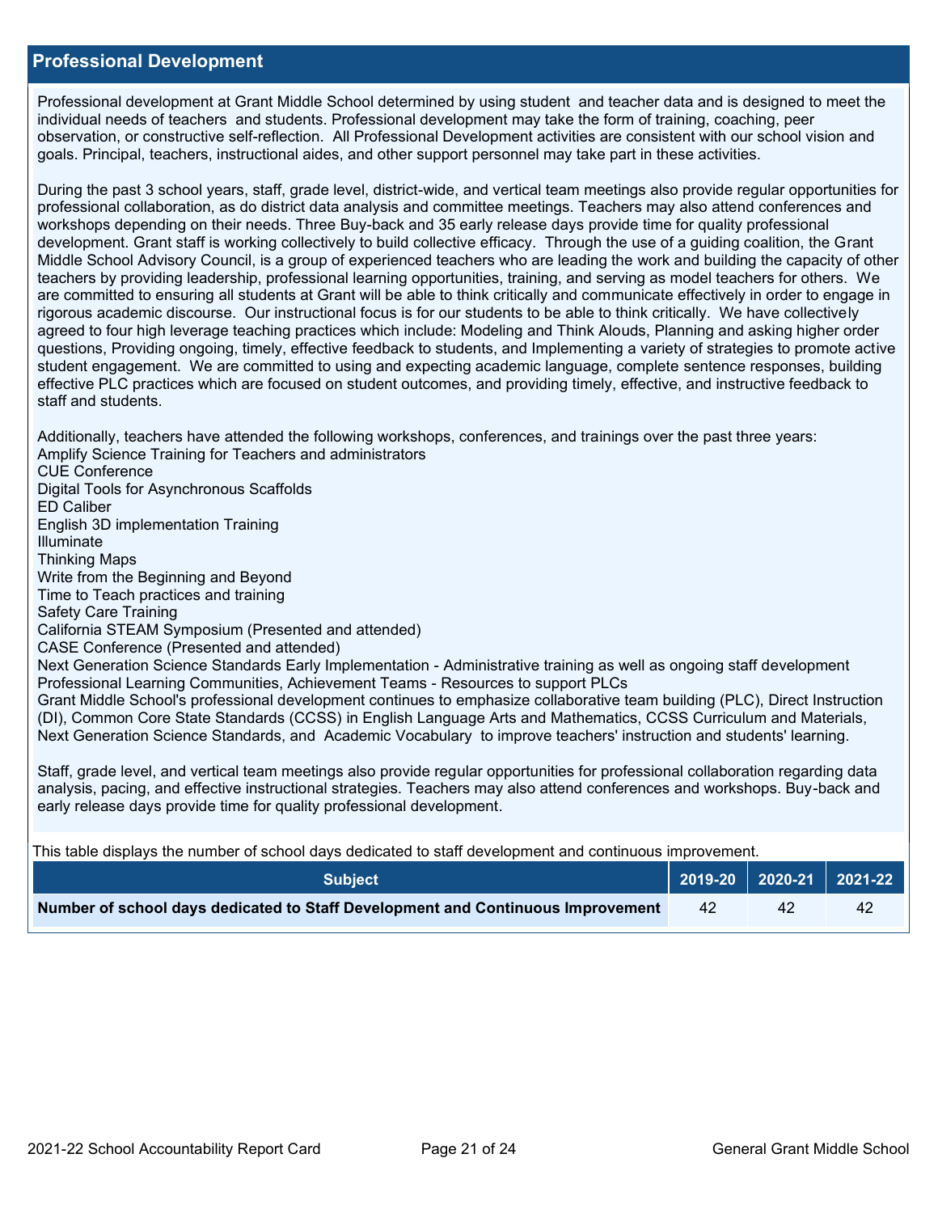## Professional Development

Professional development at Grant Middle School determined by using student and teacher data and is designed to meet the individual needs of teachers and students. Professional development may take the form of training, coaching, peer observation, or constructive self-reflection. All Professional Development activities are consistent with our school vision and goals. Principal, teachers, instructional aides, and other support personnel may take part in these activities.

During the past 3 school years, staff, grade level, district-wide, and vertical team meetings also provide regular opportunities for professional collaboration, as do district data analysis and committee meetings. Teachers may also attend conferences and workshops depending on their needs. Three Buy-back and 35 early release days provide time for quality professional development. Grant staff is working collectively to build collective efficacy. Through the use of a guiding coalition, the Grant Middle School Advisory Council, is a group of experienced teachers who are leading the work and building the capacity of other teachers by providing leadership, professional learning opportunities, training, and serving as model teachers for others. We are committed to ensuring all students at Grant will be able to think critically and communicate effectively in order to engage in rigorous academic discourse. Our instructional focus is for our students to be able to think critically. We have collectively agreed to four high leverage teaching practices which include: Modeling and Think Alouds, Planning and asking higher order questions, Providing ongoing, timely, effective feedback to students, and Implementing a variety of strategies to promote active student engagement. We are committed to using and expecting academic language, complete sentence responses, building effective PLC practices which are focused on student outcomes, and providing timely, effective, and instructive feedback to staff and students.

Additionally, teachers have attended the following workshops, conferences, and trainings over the past three years:
Amplify Science Training for Teachers and administrators
CUE Conference
Digital Tools for Asynchronous Scaffolds
ED Caliber
English 3D implementation Training
Illuminate
Thinking Maps
Write from the Beginning and Beyond
Time to Teach practices and training
Safety Care Training
California STEAM Symposium (Presented and attended)
CASE Conference (Presented and attended)
Next Generation Science Standards Early Implementation - Administrative training as well as ongoing staff development
Professional Learning Communities, Achievement Teams - Resources to support PLCs
Grant Middle School's professional development continues to emphasize collaborative team building (PLC), Direct Instruction (DI), Common Core State Standards (CCSS) in English Language Arts and Mathematics, CCSS Curriculum and Materials, Next Generation Science Standards, and Academic Vocabulary to improve teachers' instruction and students' learning.

Staff, grade level, and vertical team meetings also provide regular opportunities for professional collaboration regarding data analysis, pacing, and effective instructional strategies. Teachers may also attend conferences and workshops. Buy-back and early release days provide time for quality professional development.

This table displays the number of school days dedicated to staff development and continuous improvement.

| Subject | 2019-20 | 2020-21 | 2021-22 |
|---|---|---|---|
| **Number of school days dedicated to Staff Development and Continuous Improvement** | 42 | 42 | 42 |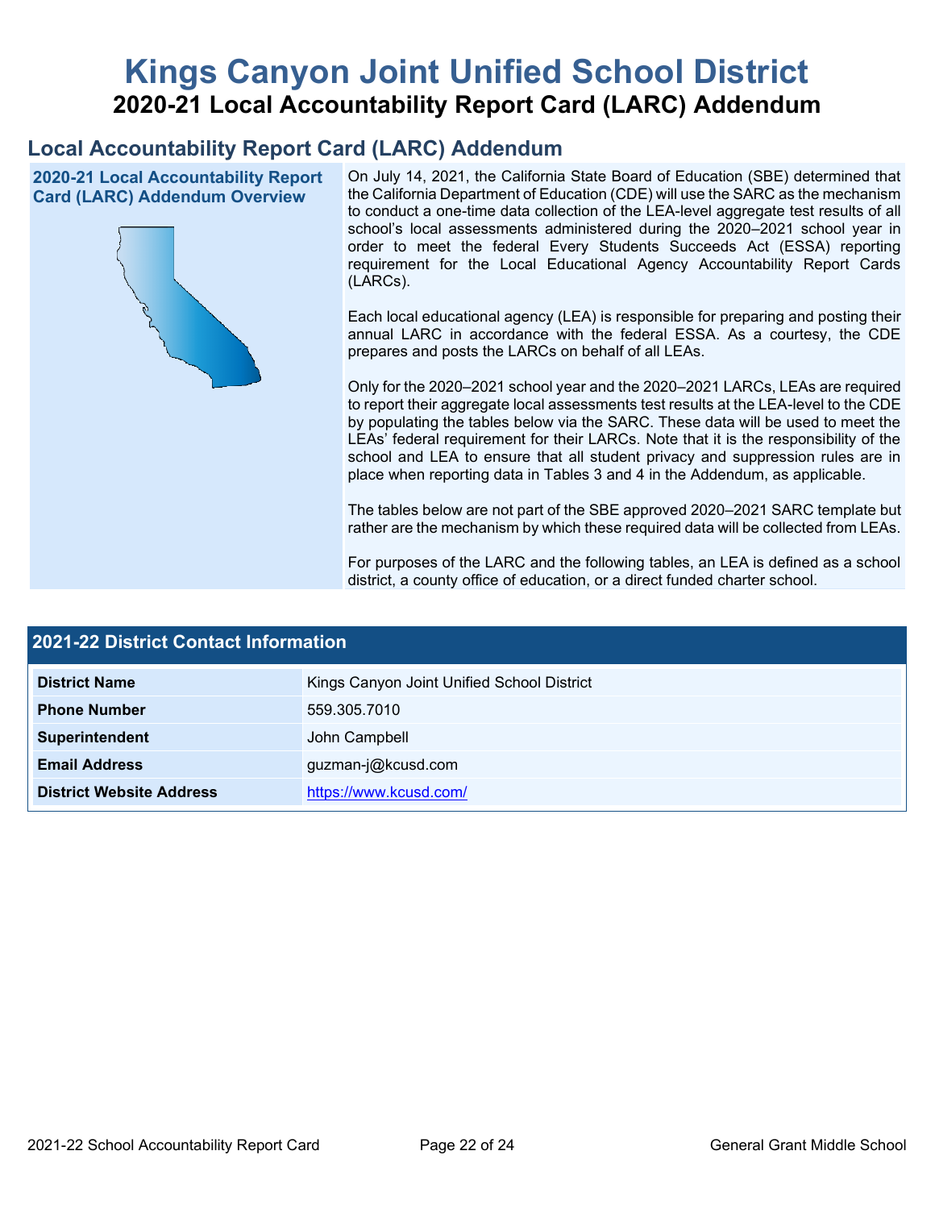# Kings Canyon Joint Unified School District

## 2020-21 Local Accountability Report Card (LARC) Addendum

## Local Accountability Report Card (LARC) Addendum

### 2020-21 Local Accountability Report Card (LARC) Addendum Overview

On July 14, 2021, the California State Board of Education (SBE) determined that the California Department of Education (CDE) will use the SARC as the mechanism to conduct a one-time data collection of the LEA-level aggregate test results of all school's local assessments administered during the 2020–2021 school year in order to meet the federal Every Students Succeeds Act (ESSA) reporting requirement for the Local Educational Agency Accountability Report Cards (LARCs).

Each local educational agency (LEA) is responsible for preparing and posting their annual LARC in accordance with the federal ESSA. As a courtesy, the CDE prepares and posts the LARCs on behalf of all LEAs.

Only for the 2020–2021 school year and the 2020–2021 LARCs, LEAs are required to report their aggregate local assessments test results at the LEA-level to the CDE by populating the tables below via the SARC. These data will be used to meet the LEAs' federal requirement for their LARCs. Note that it is the responsibility of the school and LEA to ensure that all student privacy and suppression rules are in place when reporting data in Tables 3 and 4 in the Addendum, as applicable.

The tables below are not part of the SBE approved 2020–2021 SARC template but rather are the mechanism by which these required data will be collected from LEAs.

For purposes of the LARC and the following tables, an LEA is defined as a school district, a county office of education, or a direct funded charter school.

### 2021-22 District Contact Information

| 2021-22 District Contact Information | |
| --- | --- |
| **District Name** | Kings Canyon Joint Unified School District |
| **Phone Number** | 559.305.7010 |
| **Superintendent** | John Campbell |
| **Email Address** | guzman-j@kcusd.com |
| **District Website Address** | https://www.kcusd.com/ |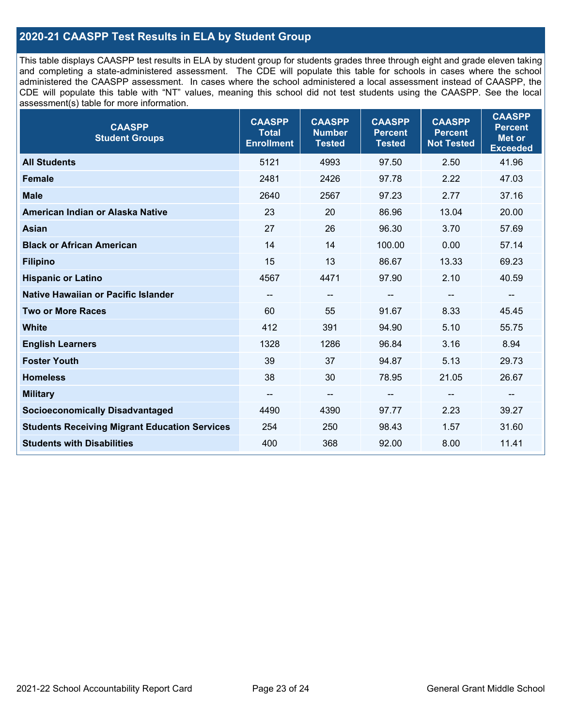## 2020-21 CAASPP Test Results in ELA by Student Group

This table displays CAASPP test results in ELA by student group for students grades three through eight and grade eleven taking and completing a state-administered assessment. The CDE will populate this table for schools in cases where the school administered the CAASPP assessment. In cases where the school administered a local assessment instead of CAASPP, the CDE will populate this table with "NT" values, meaning this school did not test students using the CAASPP. See the local assessment(s) table for more information.

| CAASPP Student Groups | CAASPP Total Enrollment | CAASPP Number Tested | CAASPP Percent Tested | CAASPP Percent Not Tested | CAASPP Percent Met or Exceeded |
|---|---|---|---|---|---|
| **All Students** | 5121 | 4993 | 97.50 | 2.50 | 41.96 |
| **Female** | 2481 | 2426 | 97.78 | 2.22 | 47.03 |
| **Male** | 2640 | 2567 | 97.23 | 2.77 | 37.16 |
| **American Indian or Alaska Native** | 23 | 20 | 86.96 | 13.04 | 20.00 |
| **Asian** | 27 | 26 | 96.30 | 3.70 | 57.69 |
| **Black or African American** | 14 | 14 | 100.00 | 0.00 | 57.14 |
| **Filipino** | 15 | 13 | 86.67 | 13.33 | 69.23 |
| **Hispanic or Latino** | 4567 | 4471 | 97.90 | 2.10 | 40.59 |
| **Native Hawaiian or Pacific Islander** | -- | -- | -- | -- | -- |
| **Two or More Races** | 60 | 55 | 91.67 | 8.33 | 45.45 |
| **White** | 412 | 391 | 94.90 | 5.10 | 55.75 |
| **English Learners** | 1328 | 1286 | 96.84 | 3.16 | 8.94 |
| **Foster Youth** | 39 | 37 | 94.87 | 5.13 | 29.73 |
| **Homeless** | 38 | 30 | 78.95 | 21.05 | 26.67 |
| **Military** | -- | -- | -- | -- | -- |
| **Socioeconomically Disadvantaged** | 4490 | 4390 | 97.77 | 2.23 | 39.27 |
| **Students Receiving Migrant Education Services** | 254 | 250 | 98.43 | 1.57 | 31.60 |
| **Students with Disabilities** | 400 | 368 | 92.00 | 8.00 | 11.41 |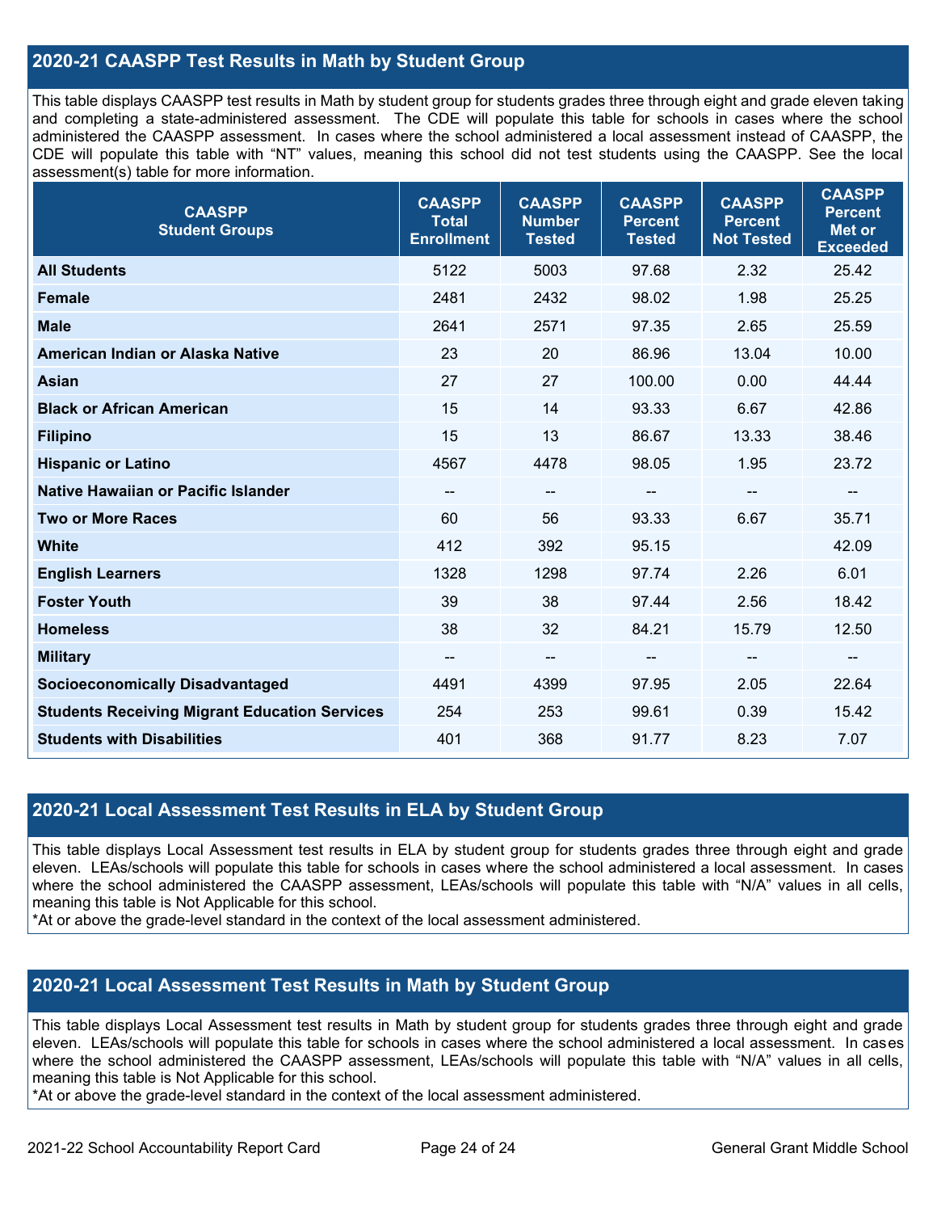## 2020-21 CAASPP Test Results in Math by Student Group

This table displays CAASPP test results in Math by student group for students grades three through eight and grade eleven taking and completing a state-administered assessment. The CDE will populate this table for schools in cases where the school administered the CAASPP assessment. In cases where the school administered a local assessment instead of CAASPP, the CDE will populate this table with "NT" values, meaning this school did not test students using the CAASPP. See the local assessment(s) table for more information.

| CAASPP Student Groups | CAASPP Total Enrollment | CAASPP Number Tested | CAASPP Percent Tested | CAASPP Percent Not Tested | CAASPP Percent Met or Exceeded |
|---|---|---|---|---|---|
| **All Students** | 5122 | 5003 | 97.68 | 2.32 | 25.42 |
| **Female** | 2481 | 2432 | 98.02 | 1.98 | 25.25 |
| **Male** | 2641 | 2571 | 97.35 | 2.65 | 25.59 |
| **American Indian or Alaska Native** | 23 | 20 | 86.96 | 13.04 | 10.00 |
| **Asian** | 27 | 27 | 100.00 | 0.00 | 44.44 |
| **Black or African American** | 15 | 14 | 93.33 | 6.67 | 42.86 |
| **Filipino** | 15 | 13 | 86.67 | 13.33 | 38.46 |
| **Hispanic or Latino** | 4567 | 4478 | 98.05 | 1.95 | 23.72 |
| **Native Hawaiian or Pacific Islander** | -- | -- | -- | -- | -- |
| **Two or More Races** | 60 | 56 | 93.33 | 6.67 | 35.71 |
| **White** | 412 | 392 | 95.15 | | 42.09 |
| **English Learners** | 1328 | 1298 | 97.74 | 2.26 | 6.01 |
| **Foster Youth** | 39 | 38 | 97.44 | 2.56 | 18.42 |
| **Homeless** | 38 | 32 | 84.21 | 15.79 | 12.50 |
| **Military** | -- | -- | -- | -- | -- |
| **Socioeconomically Disadvantaged** | 4491 | 4399 | 97.95 | 2.05 | 22.64 |
| **Students Receiving Migrant Education Services** | 254 | 253 | 99.61 | 0.39 | 15.42 |
| **Students with Disabilities** | 401 | 368 | 91.77 | 8.23 | 7.07 |

## 2020-21 Local Assessment Test Results in ELA by Student Group

This table displays Local Assessment test results in ELA by student group for students grades three through eight and grade eleven. LEAs/schools will populate this table for schools in cases where the school administered a local assessment. In cases where the school administered the CAASPP assessment, LEAs/schools will populate this table with "N/A" values in all cells, meaning this table is Not Applicable for this school.

*At or above the grade-level standard in the context of the local assessment administered.

## 2020-21 Local Assessment Test Results in Math by Student Group

This table displays Local Assessment test results in Math by student group for students grades three through eight and grade eleven. LEAs/schools will populate this table for schools in cases where the school administered a local assessment. In cases where the school administered the CAASPP assessment, LEAs/schools will populate this table with "N/A" values in all cells, meaning this table is Not Applicable for this school.

*At or above the grade-level standard in the context of the local assessment administered.